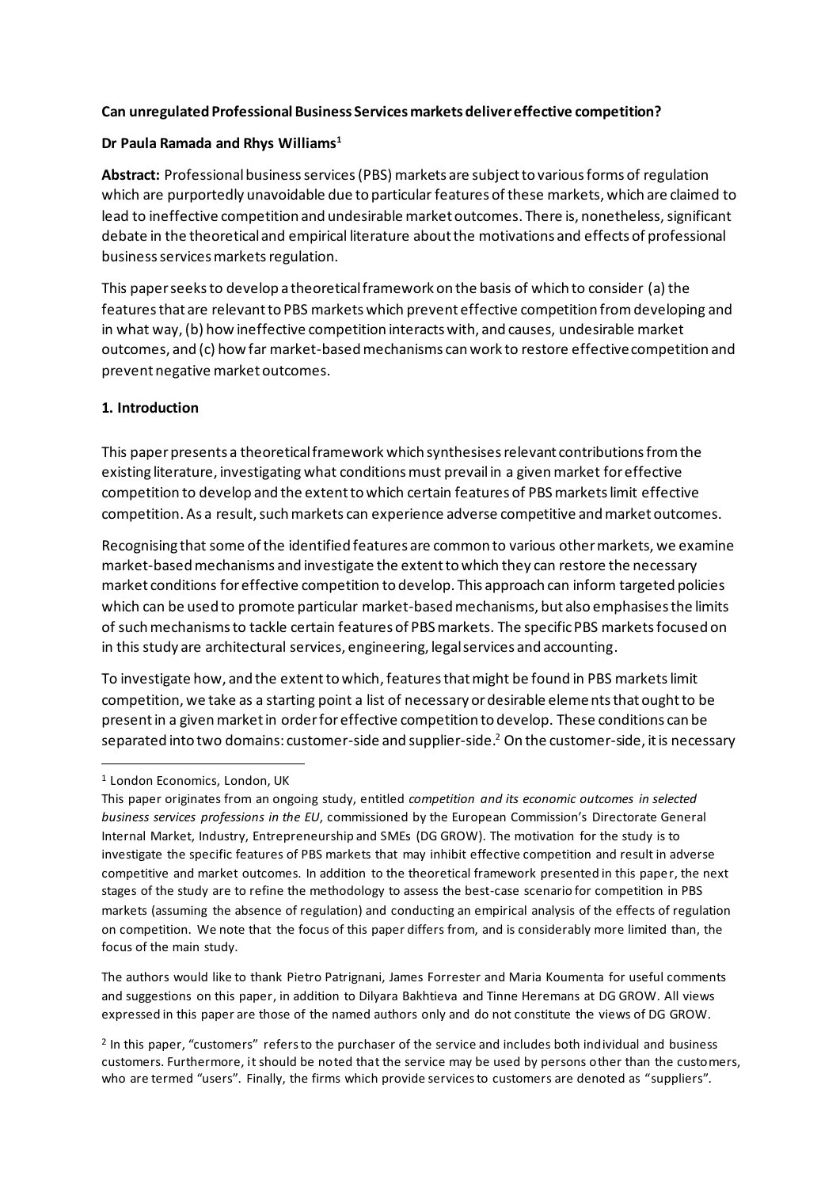**Can unregulated Professional Business Services markets deliver effective competition?**

**Dr Paula Ramada and Rhys Williams[1]**

**Abstract:** Professional business services (PBS) markets are subject to various forms of regulation which are purportedly unavoidable due to particular features of these markets, which are claimed to lead to ineffective competition and undesirable market outcomes. There is, nonetheless, significant debate in the theoretical and empirical literature about the motivations and effects of professional business services markets regulation.

This paper seeks to develop a theoretical framework on the basis of which to consider (a) the features that are relevant to PBS markets which prevent effective competition from developing and in what way, (b) how ineffective competition interacts with, and causes, undesirable market outcomes, and (c) how far market-based mechanisms can work to restore effective competition and prevent negative market outcomes.

## 1. Introduction

This paper presents a theoretical framework which synthesises relevant contributions from the existing literature, investigating what conditions must prevail in a given market for effective competition to develop and the extent to which certain features of PBS markets limit effective competition. As a result, such markets can experience adverse competitive and market outcomes.

Recognising that some of the identified features are common to various other markets, we examine market-based mechanisms and investigate the extent to which they can restore the necessary market conditions for effective competition to develop. This approach can inform targeted policies which can be used to promote particular market-based mechanisms, but also emphasises the limits of such mechanisms to tackle certain features of PBS markets. The specific PBS markets focused on in this study are architectural services, engineering, legal services and accounting.

To investigate how, and the extent to which, features that might be found in PBS markets limit competition, we take as a starting point a list of necessary or desirable elements that ought to be present in a given market in order for effective competition to develop. These conditions can be separated into two domains: customer-side and supplier-side.[2] On the customer-side, it is necessary

---

[1] London Economics, London, UK

This paper originates from an ongoing study, entitled *competition and its economic outcomes in selected business services professions in the EU*, commissioned by the European Commission's Directorate General Internal Market, Industry, Entrepreneurship and SMEs (DG GROW). The motivation for the study is to investigate the specific features of PBS markets that may inhibit effective competition and result in adverse competitive and market outcomes. In addition to the theoretical framework presented in this paper, the next stages of the study are to refine the methodology to assess the best-case scenario for competition in PBS markets (assuming the absence of regulation) and conducting an empirical analysis of the effects of regulation on competition. We note that the focus of this paper differs from, and is considerably more limited than, the focus of the main study.

The authors would like to thank Pietro Patrignani, James Forrester and Maria Koumenta for useful comments and suggestions on this paper, in addition to Dilyara Bakhtieva and Tinne Heremans at DG GROW. All views expressed in this paper are those of the named authors only and do not constitute the views of DG GROW.

[2] In this paper, "customers" refers to the purchaser of the service and includes both individual and business customers. Furthermore, it should be noted that the service may be used by persons other than the customers, who are termed "users". Finally, the firms which provide services to customers are denoted as "suppliers".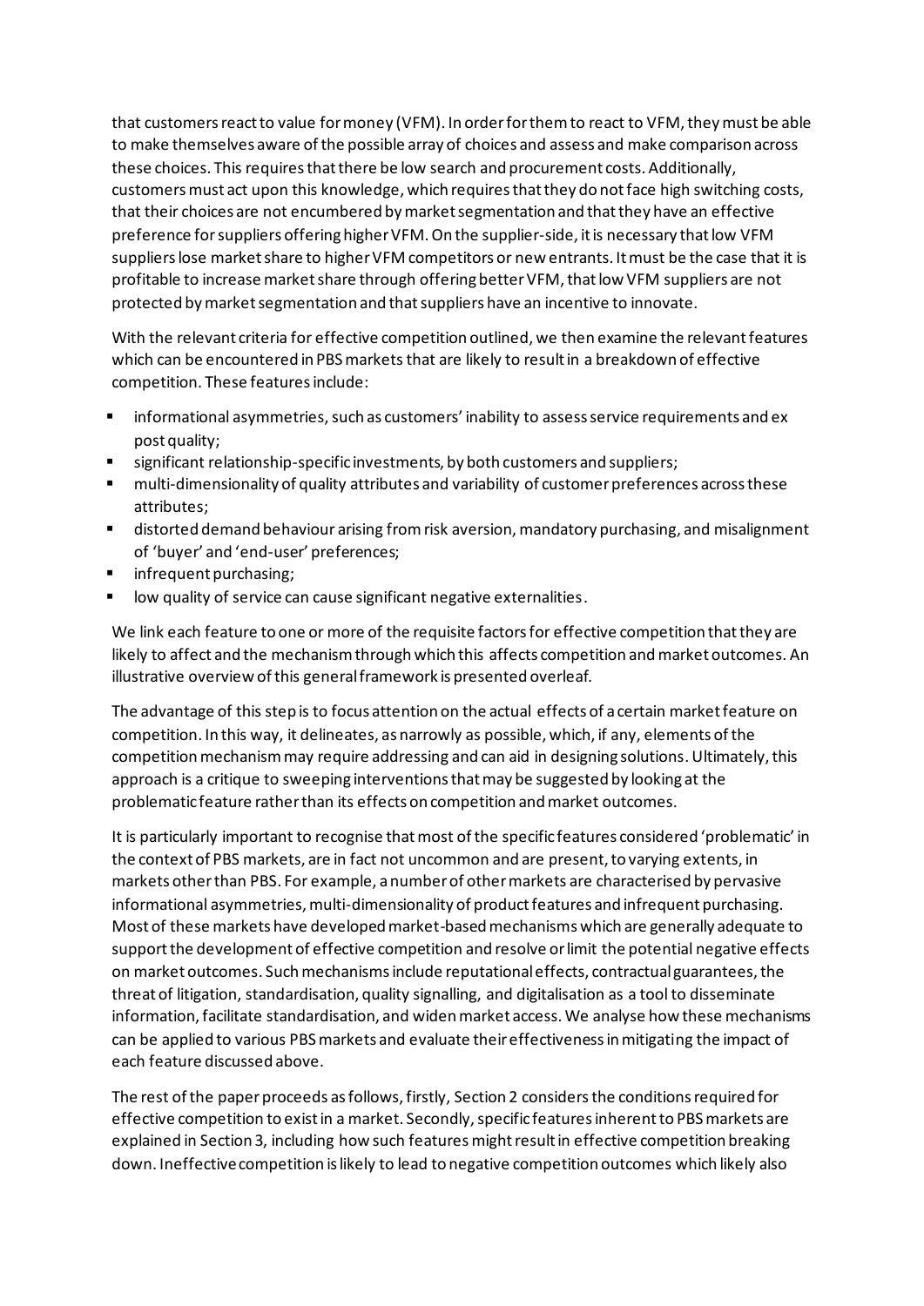that customers react to value for money (VFM). In order for them to react to VFM, they must be able to make themselves aware of the possible array of choices and assess and make comparison across these choices. This requires that there be low search and procurement costs. Additionally, customers must act upon this knowledge, which requires that they do not face high switching costs, that their choices are not encumbered by market segmentation and that they have an effective preference for suppliers offering higher VFM. On the supplier-side, it is necessary that low VFM suppliers lose market share to higher VFM competitors or new entrants. It must be the case that it is profitable to increase market share through offering better VFM, that low VFM suppliers are not protected by market segmentation and that suppliers have an incentive to innovate.

With the relevant criteria for effective competition outlined, we then examine the relevant features which can be encountered in PBS markets that are likely to result in a breakdown of effective competition. These features include:

- informational asymmetries, such as customers' inability to assess service requirements and ex post quality;
- significant relationship-specific investments, by both customers and suppliers;
- multi-dimensionality of quality attributes and variability of customer preferences across these attributes;
- distorted demand behaviour arising from risk aversion, mandatory purchasing, and misalignment of 'buyer' and 'end-user' preferences;
- infrequent purchasing;
- low quality of service can cause significant negative externalities.

We link each feature to one or more of the requisite factors for effective competition that they are likely to affect and the mechanism through which this affects competition and market outcomes. An illustrative overview of this general framework is presented overleaf.

The advantage of this step is to focus attention on the actual effects of a certain market feature on competition. In this way, it delineates, as narrowly as possible, which, if any, elements of the competition mechanism may require addressing and can aid in designing solutions. Ultimately, this approach is a critique to sweeping interventions that may be suggested by looking at the problematic feature rather than its effects on competition and market outcomes.

It is particularly important to recognise that most of the specific features considered 'problematic' in the context of PBS markets, are in fact not uncommon and are present, to varying extents, in markets other than PBS. For example, a number of other markets are characterised by pervasive informational asymmetries, multi-dimensionality of product features and infrequent purchasing. Most of these markets have developed market-based mechanisms which are generally adequate to support the development of effective competition and resolve or limit the potential negative effects on market outcomes. Such mechanisms include reputational effects, contractual guarantees, the threat of litigation, standardisation, quality signalling, and digitalisation as a tool to disseminate information, facilitate standardisation, and widen market access. We analyse how these mechanisms can be applied to various PBS markets and evaluate their effectiveness in mitigating the impact of each feature discussed above.

The rest of the paper proceeds as follows, firstly, Section 2 considers the conditions required for effective competition to exist in a market. Secondly, specific features inherent to PBS markets are explained in Section 3, including how such features might result in effective competition breaking down. Ineffective competition is likely to lead to negative competition outcomes which likely also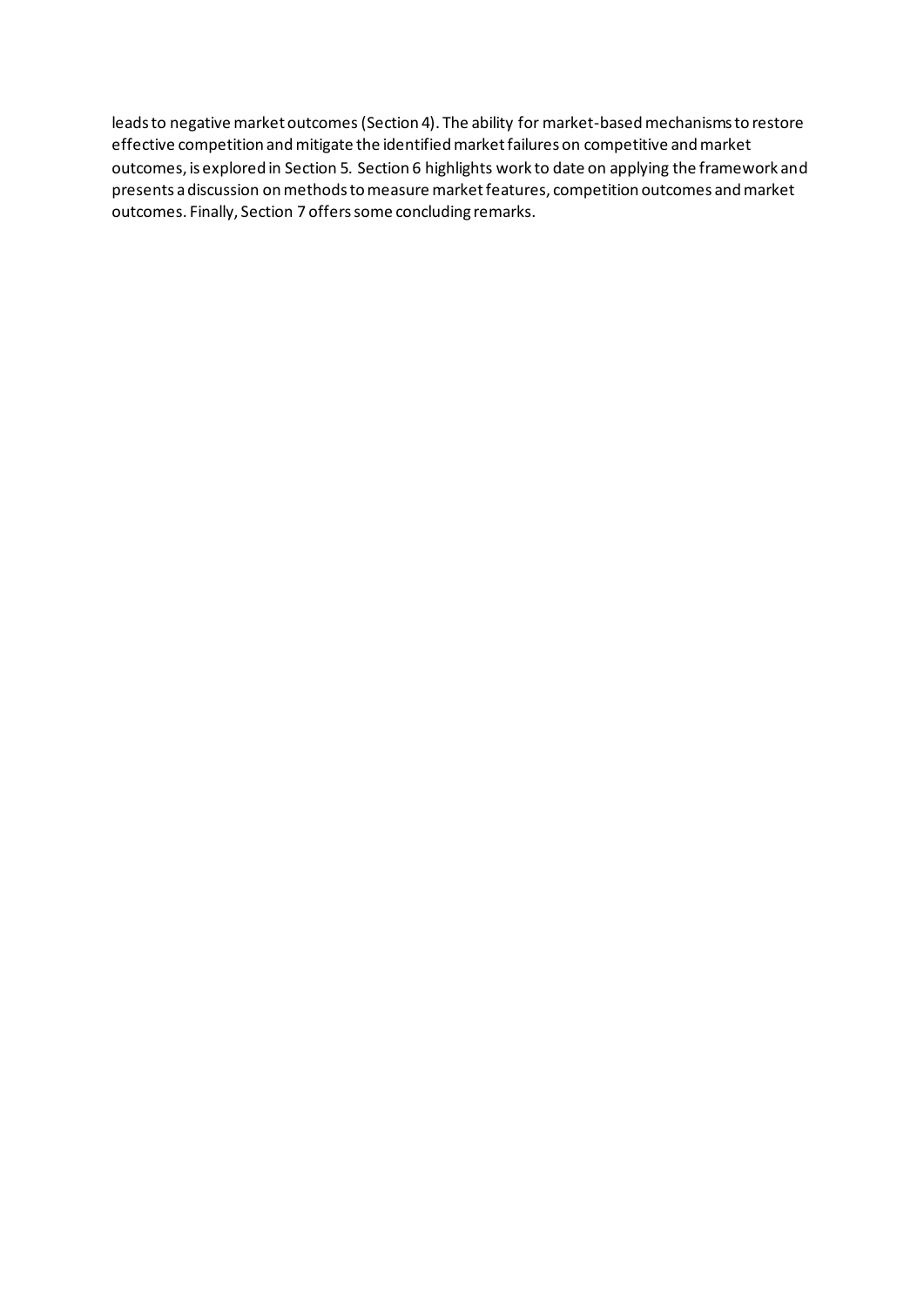leads to negative market outcomes (Section 4). The ability for market-based mechanisms to restore effective competition and mitigate the identified market failures on competitive and market outcomes, is explored in Section 5. Section 6 highlights work to date on applying the framework and presents a discussion on methods to measure market features, competition outcomes and market outcomes. Finally, Section 7 offers some concluding remarks.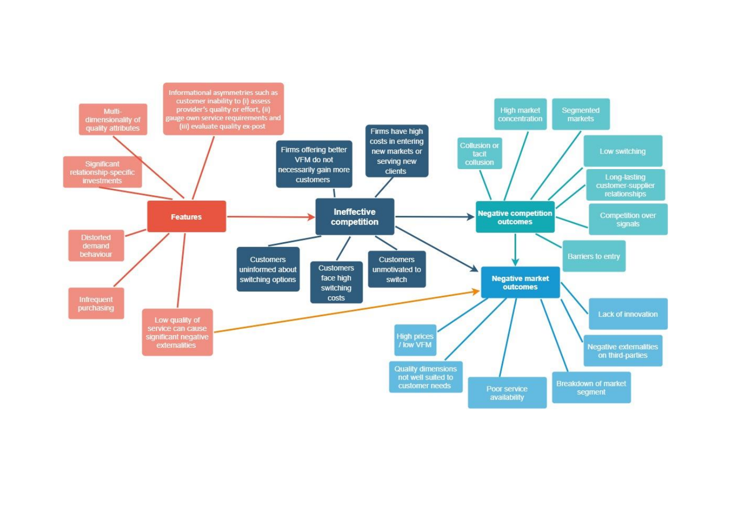**Features**

- Multi-dimensionality of quality attributes
- Informational asymmetries such as customer inability to (i) assess provider's quality or effort, (ii) gauge own service requirements and (iii) evaluate quality ex-post
- Significant relationship-specific investments
- Distorted demand behaviour
- Infrequent purchasing
- Low quality of service can cause significant negative externalities

**Ineffective competition**

- Firms offering better VFM do not necessarily gain more customers
- Firms have high costs in entering new markets or serving new clients
- Customers uninformed about switching options
- Customers face high switching costs
- Customers unmotivated to switch

**Negative competition outcomes**

- Collusion or tacit collusion
- High market concentration
- Segmented markets
- Low switching
- Long-lasting customer-supplier relationships
- Competition over signals
- Barriers to entry

**Negative market outcomes**

- High prices / low VFM
- Quality dimensions not well suited to customer needs
- Poor service availability
- Breakdown of market segment
- Negative externalities on third-parties
- Lack of innovation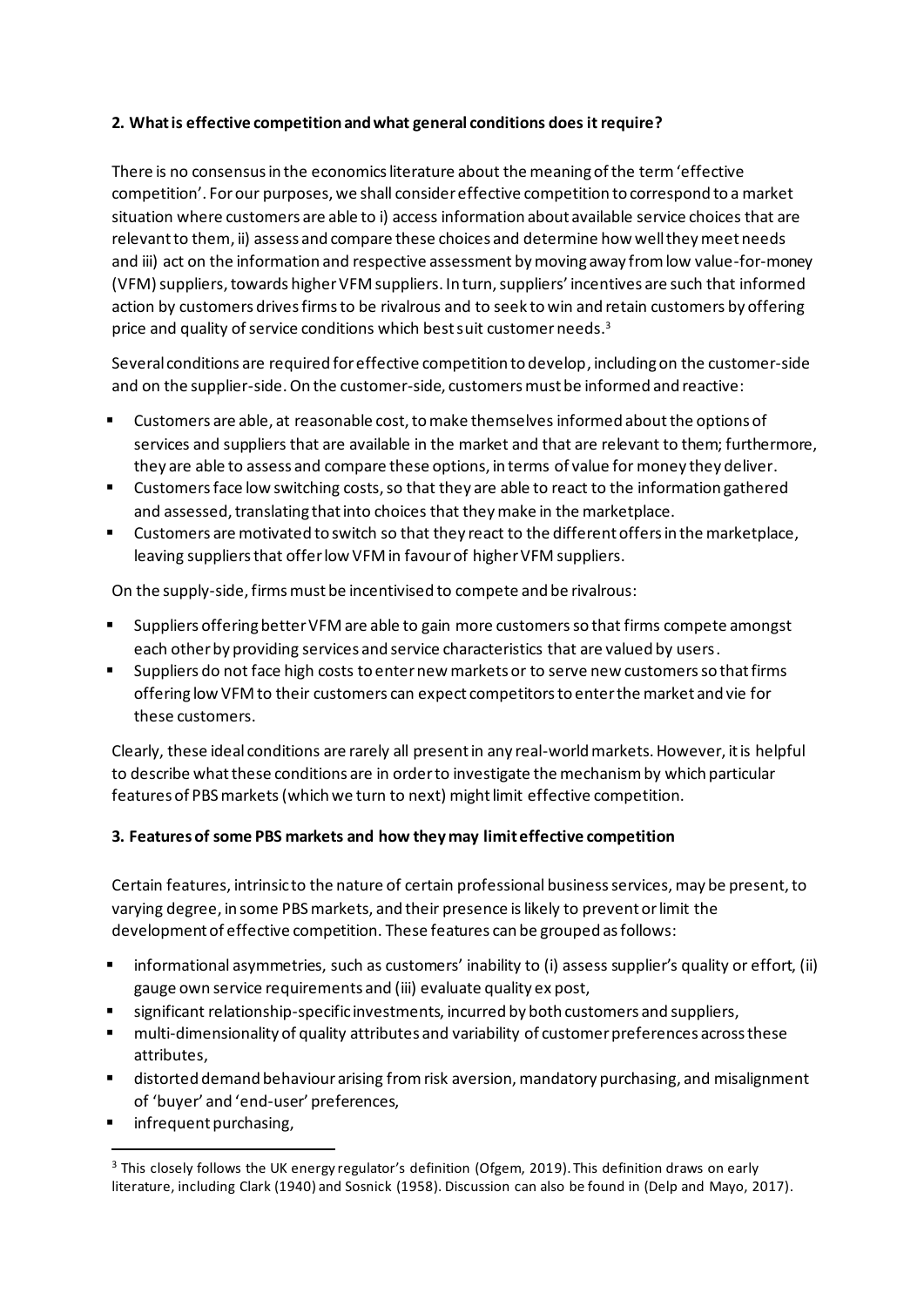## 2. What is effective competition and what general conditions does it require?

There is no consensus in the economics literature about the meaning of the term 'effective competition'. For our purposes, we shall consider effective competition to correspond to a market situation where customers are able to i) access information about available service choices that are relevant to them, ii) assess and compare these choices and determine how well they meet needs and iii) act on the information and respective assessment by moving away from low value-for-money (VFM) suppliers, towards higher VFM suppliers. In turn, suppliers' incentives are such that informed action by customers drives firms to be rivalrous and to seek to win and retain customers by offering price and quality of service conditions which best suit customer needs.[3]

Several conditions are required for effective competition to develop, including on the customer-side and on the supplier-side. On the customer-side, customers must be informed and reactive:

- Customers are able, at reasonable cost, to make themselves informed about the options of services and suppliers that are available in the market and that are relevant to them; furthermore, they are able to assess and compare these options, in terms of value for money they deliver.
- Customers face low switching costs, so that they are able to react to the information gathered and assessed, translating that into choices that they make in the marketplace.
- Customers are motivated to switch so that they react to the different offers in the marketplace, leaving suppliers that offer low VFM in favour of higher VFM suppliers.

On the supply-side, firms must be incentivised to compete and be rivalrous:

- Suppliers offering better VFM are able to gain more customers so that firms compete amongst each other by providing services and service characteristics that are valued by users.
- Suppliers do not face high costs to enter new markets or to serve new customers so that firms offering low VFM to their customers can expect competitors to enter the market and vie for these customers.

Clearly, these ideal conditions are rarely all present in any real-world markets. However, it is helpful to describe what these conditions are in order to investigate the mechanism by which particular features of PBS markets (which we turn to next) might limit effective competition.

## 3. Features of some PBS markets and how they may limit effective competition

Certain features, intrinsic to the nature of certain professional business services, may be present, to varying degree, in some PBS markets, and their presence is likely to prevent or limit the development of effective competition. These features can be grouped as follows:

- informational asymmetries, such as customers' inability to (i) assess supplier's quality or effort, (ii) gauge own service requirements and (iii) evaluate quality ex post,
- significant relationship-specific investments, incurred by both customers and suppliers,
- multi-dimensionality of quality attributes and variability of customer preferences across these attributes,
- distorted demand behaviour arising from risk aversion, mandatory purchasing, and misalignment of 'buyer' and 'end-user' preferences,
- infrequent purchasing,

[3] This closely follows the UK energy regulator's definition (Ofgem, 2019). This definition draws on early literature, including Clark (1940) and Sosnick (1958). Discussion can also be found in (Delp and Mayo, 2017).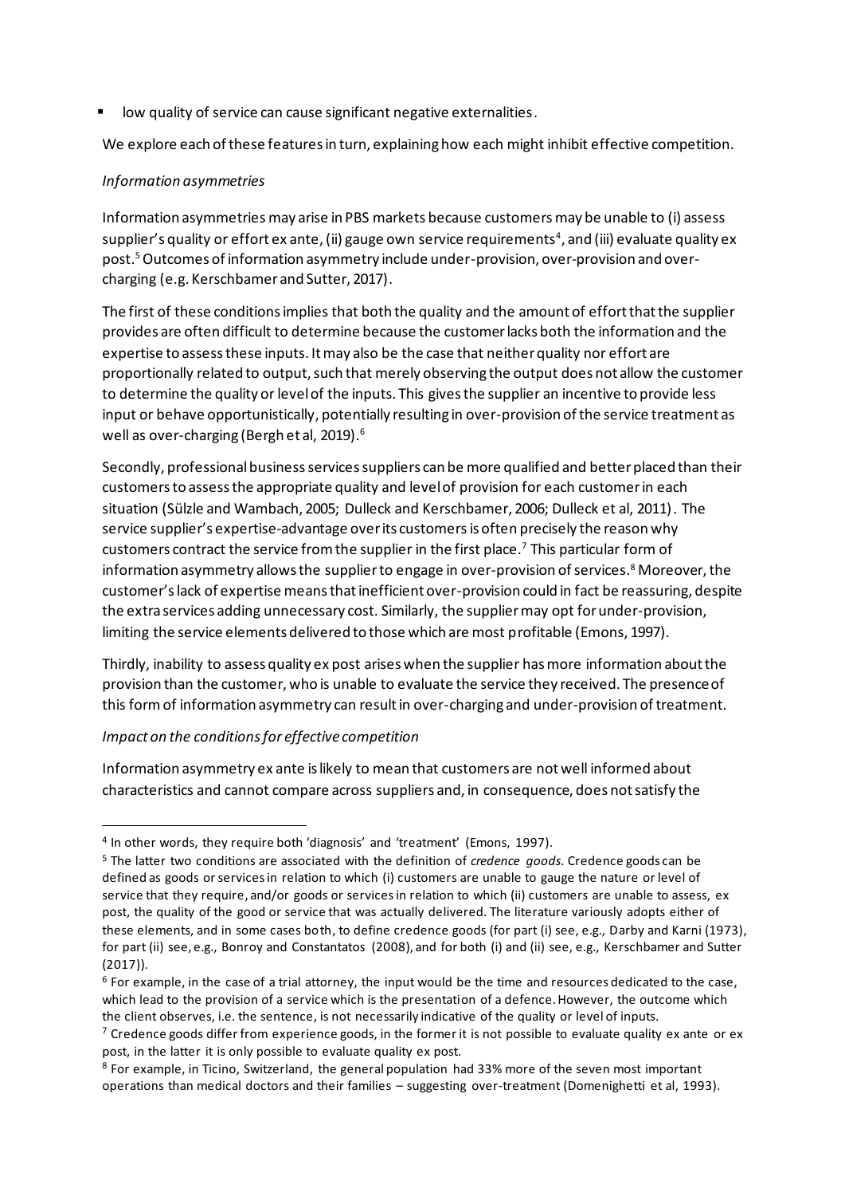- low quality of service can cause significant negative externalities.

We explore each of these features in turn, explaining how each might inhibit effective competition.

*Information asymmetries*

Information asymmetries may arise in PBS markets because customers may be unable to (i) assess supplier's quality or effort ex ante, (ii) gauge own service requirements[4], and (iii) evaluate quality ex post.[5] Outcomes of information asymmetry include under-provision, over-provision and over-charging (e.g. Kerschbamer and Sutter, 2017).

The first of these conditions implies that both the quality and the amount of effort that the supplier provides are often difficult to determine because the customer lacks both the information and the expertise to assess these inputs. It may also be the case that neither quality nor effort are proportionally related to output, such that merely observing the output does not allow the customer to determine the quality or level of the inputs. This gives the supplier an incentive to provide less input or behave opportunistically, potentially resulting in over-provision of the service treatment as well as over-charging (Bergh et al, 2019).[6]

Secondly, professional business services suppliers can be more qualified and better placed than their customers to assess the appropriate quality and level of provision for each customer in each situation (Sülzle and Wambach, 2005; Dulleck and Kerschbamer, 2006; Dulleck et al, 2011). The service supplier's expertise-advantage over its customers is often precisely the reason why customers contract the service from the supplier in the first place.[7] This particular form of information asymmetry allows the supplier to engage in over-provision of services.[8] Moreover, the customer's lack of expertise means that inefficient over-provision could in fact be reassuring, despite the extra services adding unnecessary cost. Similarly, the supplier may opt for under-provision, limiting the service elements delivered to those which are most profitable (Emons, 1997).

Thirdly, inability to assess quality ex post arises when the supplier has more information about the provision than the customer, who is unable to evaluate the service they received. The presence of this form of information asymmetry can result in over-charging and under-provision of treatment.

*Impact on the conditions for effective competition*

Information asymmetry ex ante is likely to mean that customers are not well informed about characteristics and cannot compare across suppliers and, in consequence, does not satisfy the

---

[4] In other words, they require both 'diagnosis' and 'treatment' (Emons, 1997).

[5] The latter two conditions are associated with the definition of *credence goods*. Credence goods can be defined as goods or services in relation to which (i) customers are unable to gauge the nature or level of service that they require, and/or goods or services in relation to which (ii) customers are unable to assess, ex post, the quality of the good or service that was actually delivered. The literature variously adopts either of these elements, and in some cases both, to define credence goods (for part (i) see, e.g., Darby and Karni (1973), for part (ii) see, e.g., Bonroy and Constantatos (2008), and for both (i) and (ii) see, e.g., Kerschbamer and Sutter (2017)).

[6] For example, in the case of a trial attorney, the input would be the time and resources dedicated to the case, which lead to the provision of a service which is the presentation of a defence. However, the outcome which the client observes, i.e. the sentence, is not necessarily indicative of the quality or level of inputs.

[7] Credence goods differ from experience goods, in the former it is not possible to evaluate quality ex ante or ex post, in the latter it is only possible to evaluate quality ex post.

[8] For example, in Ticino, Switzerland, the general population had 33% more of the seven most important operations than medical doctors and their families – suggesting over-treatment (Domenighetti et al, 1993).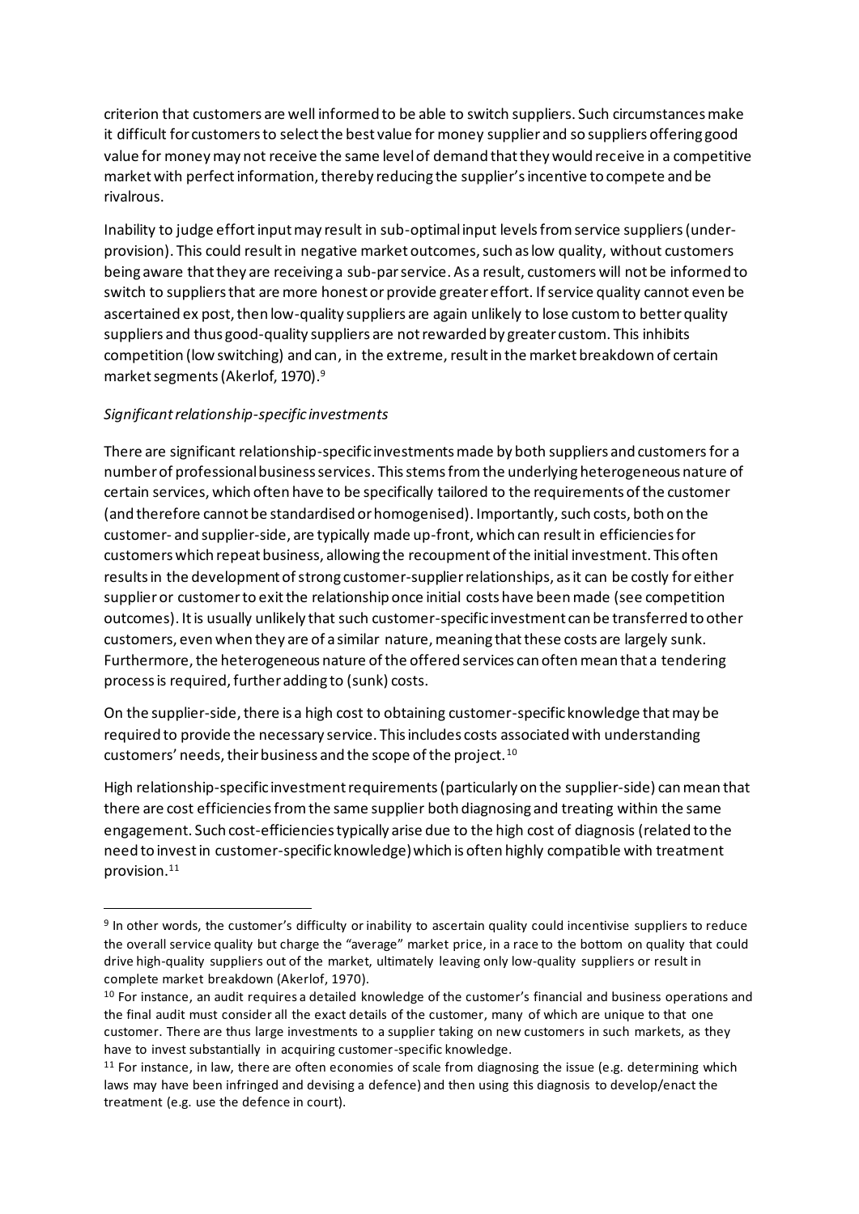criterion that customers are well informed to be able to switch suppliers. Such circumstances make it difficult for customers to select the best value for money supplier and so suppliers offering good value for money may not receive the same level of demand that they would receive in a competitive market with perfect information, thereby reducing the supplier's incentive to compete and be rivalrous.

Inability to judge effort input may result in sub-optimal input levels from service suppliers (under-provision). This could result in negative market outcomes, such as low quality, without customers being aware that they are receiving a sub-par service. As a result, customers will not be informed to switch to suppliers that are more honest or provide greater effort. If service quality cannot even be ascertained ex post, then low-quality suppliers are again unlikely to lose custom to better quality suppliers and thus good-quality suppliers are not rewarded by greater custom. This inhibits competition (low switching) and can, in the extreme, result in the market breakdown of certain market segments (Akerlof, 1970).[9]

*Significant relationship-specific investments*

There are significant relationship-specific investments made by both suppliers and customers for a number of professional business services. This stems from the underlying heterogeneous nature of certain services, which often have to be specifically tailored to the requirements of the customer (and therefore cannot be standardised or homogenised). Importantly, such costs, both on the customer- and supplier-side, are typically made up-front, which can result in efficiencies for customers which repeat business, allowing the recoupment of the initial investment. This often results in the development of strong customer-supplier relationships, as it can be costly for either supplier or customer to exit the relationship once initial costs have been made (see competition outcomes). It is usually unlikely that such customer-specific investment can be transferred to other customers, even when they are of a similar nature, meaning that these costs are largely sunk. Furthermore, the heterogeneous nature of the offered services can often mean that a tendering process is required, further adding to (sunk) costs.

On the supplier-side, there is a high cost to obtaining customer-specific knowledge that may be required to provide the necessary service. This includes costs associated with understanding customers' needs, their business and the scope of the project.[10]

High relationship-specific investment requirements (particularly on the supplier-side) can mean that there are cost efficiencies from the same supplier both diagnosing and treating within the same engagement. Such cost-efficiencies typically arise due to the high cost of diagnosis (related to the need to invest in customer-specific knowledge) which is often highly compatible with treatment provision.[11]

---

[9] In other words, the customer's difficulty or inability to ascertain quality could incentivise suppliers to reduce the overall service quality but charge the "average" market price, in a race to the bottom on quality that could drive high-quality suppliers out of the market, ultimately leaving only low-quality suppliers or result in complete market breakdown (Akerlof, 1970).

[10] For instance, an audit requires a detailed knowledge of the customer's financial and business operations and the final audit must consider all the exact details of the customer, many of which are unique to that one customer. There are thus large investments to a supplier taking on new customers in such markets, as they have to invest substantially in acquiring customer-specific knowledge.

[11] For instance, in law, there are often economies of scale from diagnosing the issue (e.g. determining which laws may have been infringed and devising a defence) and then using this diagnosis to develop/enact the treatment (e.g. use the defence in court).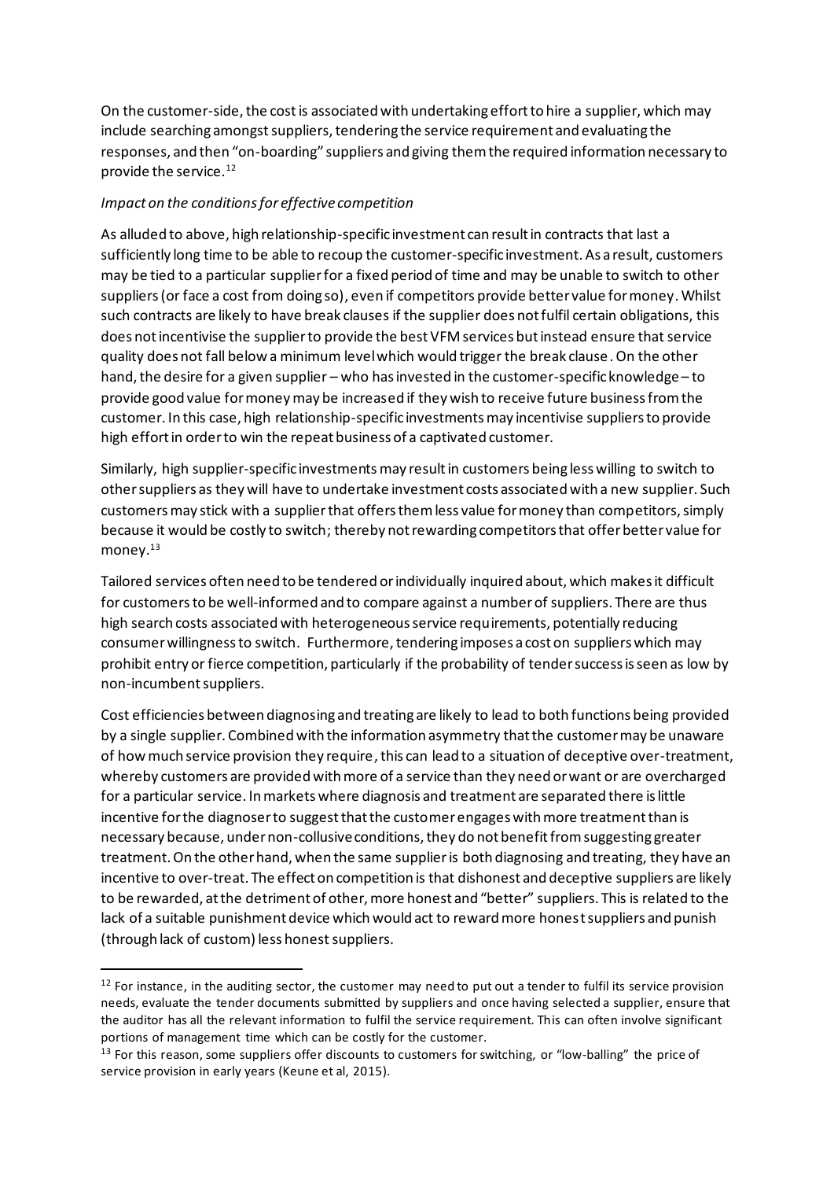On the customer-side, the cost is associated with undertaking effort to hire a supplier, which may include searching amongst suppliers, tendering the service requirement and evaluating the responses, and then "on-boarding" suppliers and giving them the required information necessary to provide the service.[12]

*Impact on the conditions for effective competition*

As alluded to above, high relationship-specific investment can result in contracts that last a sufficiently long time to be able to recoup the customer-specific investment. As a result, customers may be tied to a particular supplier for a fixed period of time and may be unable to switch to other suppliers (or face a cost from doing so), even if competitors provide better value for money. Whilst such contracts are likely to have break clauses if the supplier does not fulfil certain obligations, this does not incentivise the supplier to provide the best VFM services but instead ensure that service quality does not fall below a minimum level which would trigger the break clause. On the other hand, the desire for a given supplier – who has invested in the customer-specific knowledge – to provide good value for money may be increased if they wish to receive future business from the customer. In this case, high relationship-specific investments may incentivise suppliers to provide high effort in order to win the repeat business of a captivated customer.

Similarly, high supplier-specific investments may result in customers being less willing to switch to other suppliers as they will have to undertake investment costs associated with a new supplier. Such customers may stick with a supplier that offers them less value for money than competitors, simply because it would be costly to switch; thereby not rewarding competitors that offer better value for money.[13]

Tailored services often need to be tendered or individually inquired about, which makes it difficult for customers to be well-informed and to compare against a number of suppliers. There are thus high search costs associated with heterogeneous service requirements, potentially reducing consumer willingness to switch. Furthermore, tendering imposes a cost on suppliers which may prohibit entry or fierce competition, particularly if the probability of tender success is seen as low by non-incumbent suppliers.

Cost efficiencies between diagnosing and treating are likely to lead to both functions being provided by a single supplier. Combined with the information asymmetry that the customer may be unaware of how much service provision they require, this can lead to a situation of deceptive over-treatment, whereby customers are provided with more of a service than they need or want or are overcharged for a particular service. In markets where diagnosis and treatment are separated there is little incentive for the diagnoser to suggest that the customer engages with more treatment than is necessary because, under non-collusive conditions, they do not benefit from suggesting greater treatment. On the other hand, when the same supplier is both diagnosing and treating, they have an incentive to over-treat. The effect on competition is that dishonest and deceptive suppliers are likely to be rewarded, at the detriment of other, more honest and "better" suppliers. This is related to the lack of a suitable punishment device which would act to reward more honest suppliers and punish (through lack of custom) less honest suppliers.

---

[12] For instance, in the auditing sector, the customer may need to put out a tender to fulfil its service provision needs, evaluate the tender documents submitted by suppliers and once having selected a supplier, ensure that the auditor has all the relevant information to fulfil the service requirement. This can often involve significant portions of management time which can be costly for the customer.

[13] For this reason, some suppliers offer discounts to customers for switching, or "low-balling" the price of service provision in early years (Keune et al, 2015).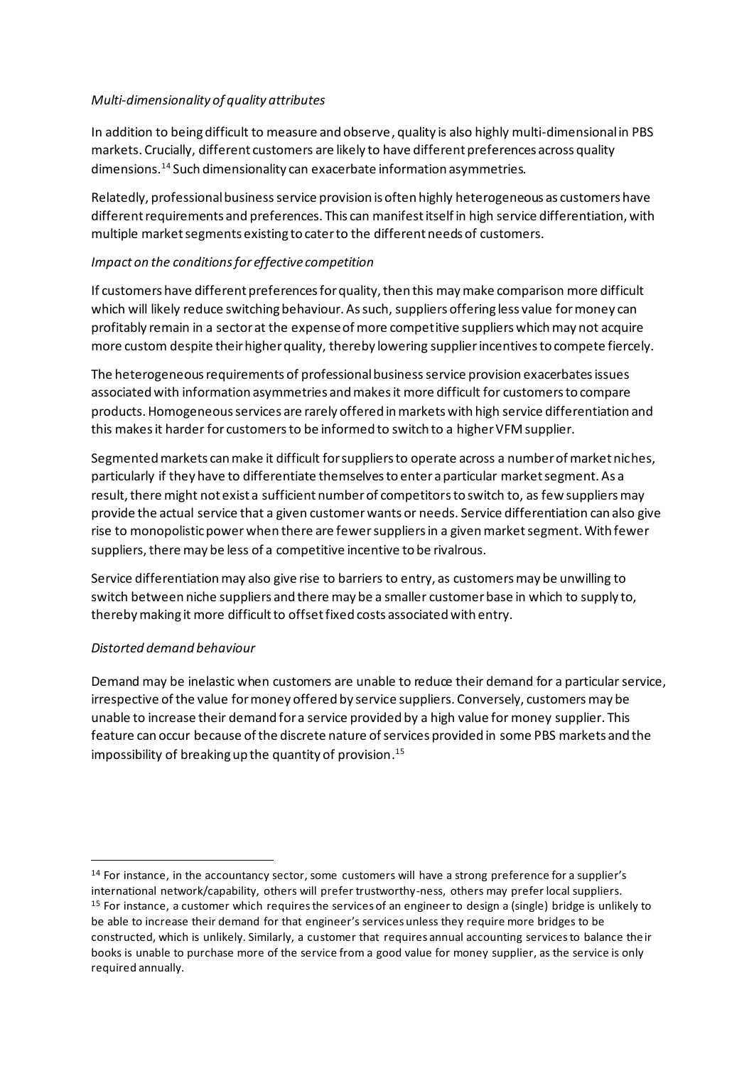*Multi-dimensionality of quality attributes*

In addition to being difficult to measure and observe, quality is also highly multi-dimensional in PBS markets. Crucially, different customers are likely to have different preferences across quality dimensions.[14] Such dimensionality can exacerbate information asymmetries.

Relatedly, professional business service provision is often highly heterogeneous as customers have different requirements and preferences. This can manifest itself in high service differentiation, with multiple market segments existing to cater to the different needs of customers.

*Impact on the conditions for effective competition*

If customers have different preferences for quality, then this may make comparison more difficult which will likely reduce switching behaviour. As such, suppliers offering less value for money can profitably remain in a sector at the expense of more competitive suppliers which may not acquire more custom despite their higher quality, thereby lowering supplier incentives to compete fiercely.

The heterogeneous requirements of professional business service provision exacerbates issues associated with information asymmetries and makes it more difficult for customers to compare products. Homogeneous services are rarely offered in markets with high service differentiation and this makes it harder for customers to be informed to switch to a higher VFM supplier.

Segmented markets can make it difficult for suppliers to operate across a number of market niches, particularly if they have to differentiate themselves to enter a particular market segment. As a result, there might not exist a sufficient number of competitors to switch to, as few suppliers may provide the actual service that a given customer wants or needs. Service differentiation can also give rise to monopolistic power when there are fewer suppliers in a given market segment. With fewer suppliers, there may be less of a competitive incentive to be rivalrous.

Service differentiation may also give rise to barriers to entry, as customers may be unwilling to switch between niche suppliers and there may be a smaller customer base in which to supply to, thereby making it more difficult to offset fixed costs associated with entry.

*Distorted demand behaviour*

Demand may be inelastic when customers are unable to reduce their demand for a particular service, irrespective of the value for money offered by service suppliers. Conversely, customers may be unable to increase their demand for a service provided by a high value for money supplier. This feature can occur because of the discrete nature of services provided in some PBS markets and the impossibility of breaking up the quantity of provision.[15]

---

[14] For instance, in the accountancy sector, some customers will have a strong preference for a supplier's international network/capability, others will prefer trustworthy-ness, others may prefer local suppliers.

[15] For instance, a customer which requires the services of an engineer to design a (single) bridge is unlikely to be able to increase their demand for that engineer's services unless they require more bridges to be constructed, which is unlikely. Similarly, a customer that requires annual accounting services to balance their books is unable to purchase more of the service from a good value for money supplier, as the service is only required annually.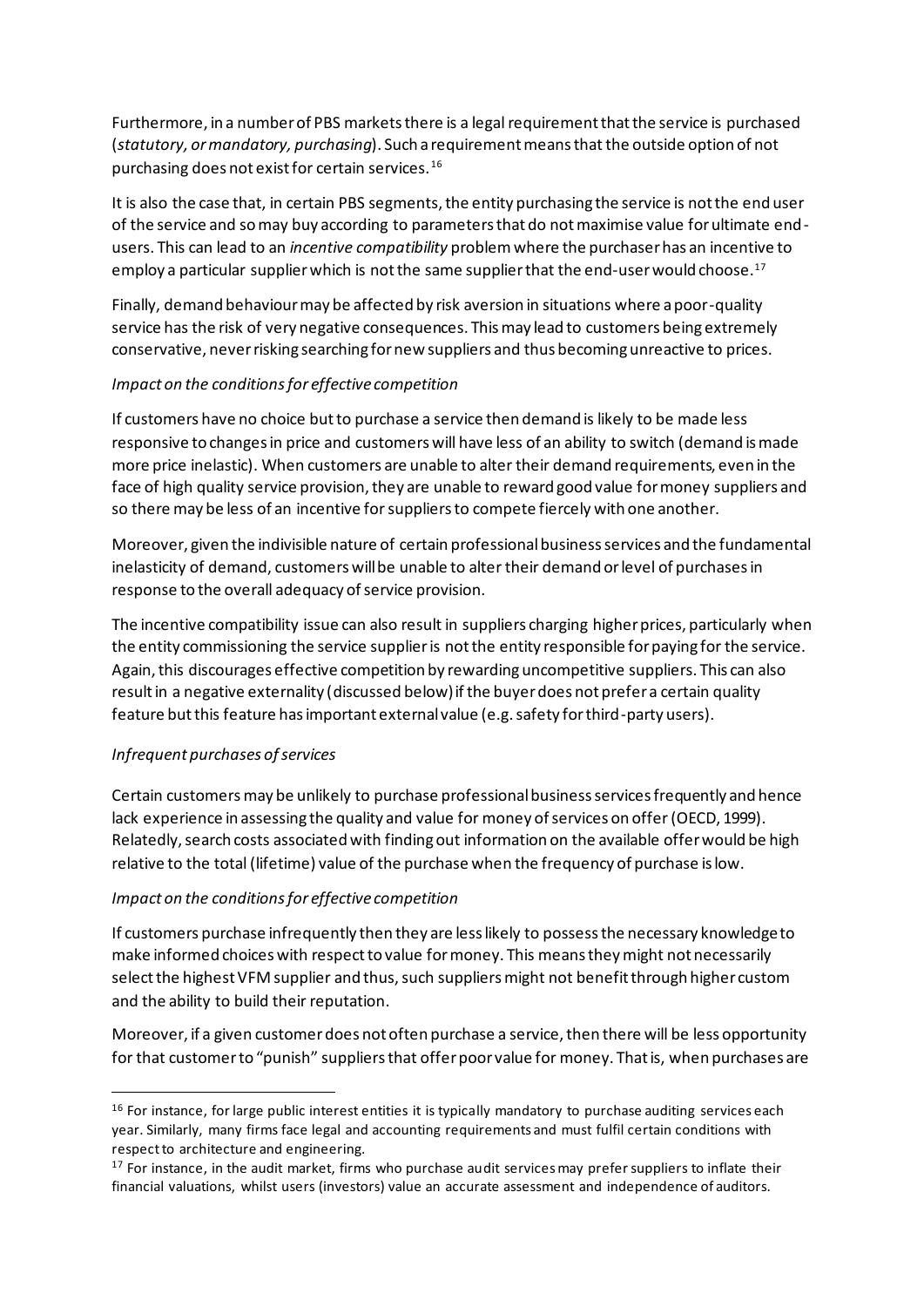Furthermore, in a number of PBS markets there is a legal requirement that the service is purchased (*statutory, or mandatory, purchasing*). Such a requirement means that the outside option of not purchasing does not exist for certain services.[16]

It is also the case that, in certain PBS segments, the entity purchasing the service is not the end user of the service and so may buy according to parameters that do not maximise value for ultimate end-users. This can lead to an *incentive compatibility* problem where the purchaser has an incentive to employ a particular supplier which is not the same supplier that the end-user would choose.[17]

Finally, demand behaviour may be affected by risk aversion in situations where a poor-quality service has the risk of very negative consequences. This may lead to customers being extremely conservative, never risking searching for new suppliers and thus becoming unreactive to prices.

*Impact on the conditions for effective competition*

If customers have no choice but to purchase a service then demand is likely to be made less responsive to changes in price and customers will have less of an ability to switch (demand is made more price inelastic). When customers are unable to alter their demand requirements, even in the face of high quality service provision, they are unable to reward good value for money suppliers and so there may be less of an incentive for suppliers to compete fiercely with one another.

Moreover, given the indivisible nature of certain professional business services and the fundamental inelasticity of demand, customers will be unable to alter their demand or level of purchases in response to the overall adequacy of service provision.

The incentive compatibility issue can also result in suppliers charging higher prices, particularly when the entity commissioning the service supplier is not the entity responsible for paying for the service. Again, this discourages effective competition by rewarding uncompetitive suppliers. This can also result in a negative externality (discussed below) if the buyer does not prefer a certain quality feature but this feature has important external value (e.g. safety for third-party users).

*Infrequent purchases of services*

Certain customers may be unlikely to purchase professional business services frequently and hence lack experience in assessing the quality and value for money of services on offer (OECD, 1999). Relatedly, search costs associated with finding out information on the available offer would be high relative to the total (lifetime) value of the purchase when the frequency of purchase is low.

*Impact on the conditions for effective competition*

If customers purchase infrequently then they are less likely to possess the necessary knowledge to make informed choices with respect to value for money. This means they might not necessarily select the highest VFM supplier and thus, such suppliers might not benefit through higher custom and the ability to build their reputation.

Moreover, if a given customer does not often purchase a service, then there will be less opportunity for that customer to "punish" suppliers that offer poor value for money. That is, when purchases are

---

[16] For instance, for large public interest entities it is typically mandatory to purchase auditing services each year. Similarly, many firms face legal and accounting requirements and must fulfil certain conditions with respect to architecture and engineering.

[17] For instance, in the audit market, firms who purchase audit services may prefer suppliers to inflate their financial valuations, whilst users (investors) value an accurate assessment and independence of auditors.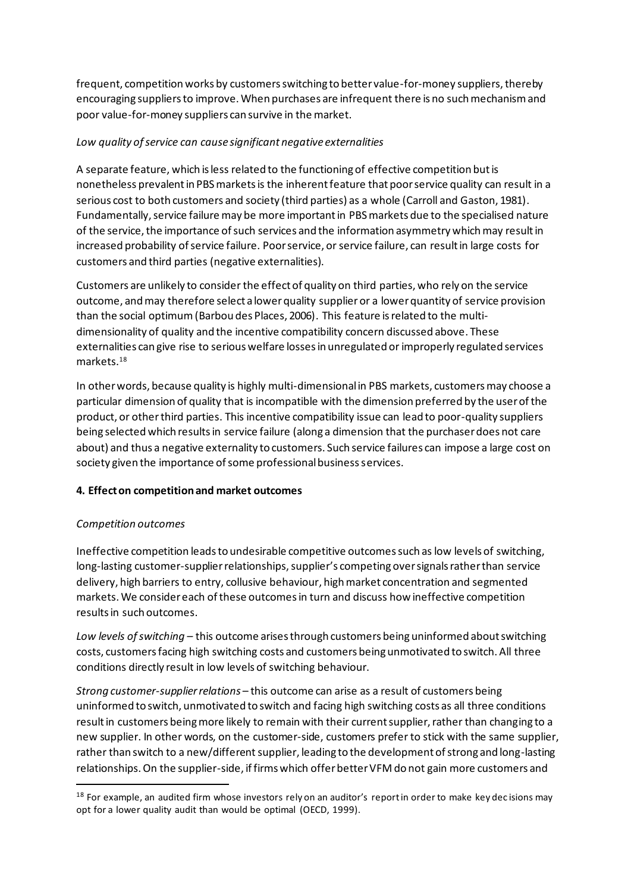frequent, competition works by customers switching to better value-for-money suppliers, thereby encouraging suppliers to improve. When purchases are infrequent there is no such mechanism and poor value-for-money suppliers can survive in the market.

*Low quality of service can cause significant negative externalities*

A separate feature, which is less related to the functioning of effective competition but is nonetheless prevalent in PBS markets is the inherent feature that poor service quality can result in a serious cost to both customers and society (third parties) as a whole (Carroll and Gaston, 1981). Fundamentally, service failure may be more important in PBS markets due to the specialised nature of the service, the importance of such services and the information asymmetry which may result in increased probability of service failure. Poor service, or service failure, can result in large costs for customers and third parties (negative externalities).

Customers are unlikely to consider the effect of quality on third parties, who rely on the service outcome, and may therefore select a lower quality supplier or a lower quantity of service provision than the social optimum (Barbou des Places, 2006). This feature is related to the multi-dimensionality of quality and the incentive compatibility concern discussed above. These externalities can give rise to serious welfare losses in unregulated or improperly regulated services markets.[18]

In other words, because quality is highly multi-dimensional in PBS markets, customers may choose a particular dimension of quality that is incompatible with the dimension preferred by the user of the product, or other third parties. This incentive compatibility issue can lead to poor-quality suppliers being selected which results in service failure (along a dimension that the purchaser does not care about) and thus a negative externality to customers. Such service failures can impose a large cost on society given the importance of some professional business services.

## 4. Effect on competition and market outcomes

*Competition outcomes*

Ineffective competition leads to undesirable competitive outcomes such as low levels of switching, long-lasting customer-supplier relationships, supplier's competing over signals rather than service delivery, high barriers to entry, collusive behaviour, high market concentration and segmented markets. We consider each of these outcomes in turn and discuss how ineffective competition results in such outcomes.

*Low levels of switching* – this outcome arises through customers being uninformed about switching costs, customers facing high switching costs and customers being unmotivated to switch. All three conditions directly result in low levels of switching behaviour.

*Strong customer-supplier relations* – this outcome can arise as a result of customers being uninformed to switch, unmotivated to switch and facing high switching costs as all three conditions result in customers being more likely to remain with their current supplier, rather than changing to a new supplier. In other words, on the customer-side, customers prefer to stick with the same supplier, rather than switch to a new/different supplier, leading to the development of strong and long-lasting relationships. On the supplier-side, if firms which offer better VFM do not gain more customers and

[18] For example, an audited firm whose investors rely on an auditor's report in order to make key decisions may opt for a lower quality audit than would be optimal (OECD, 1999).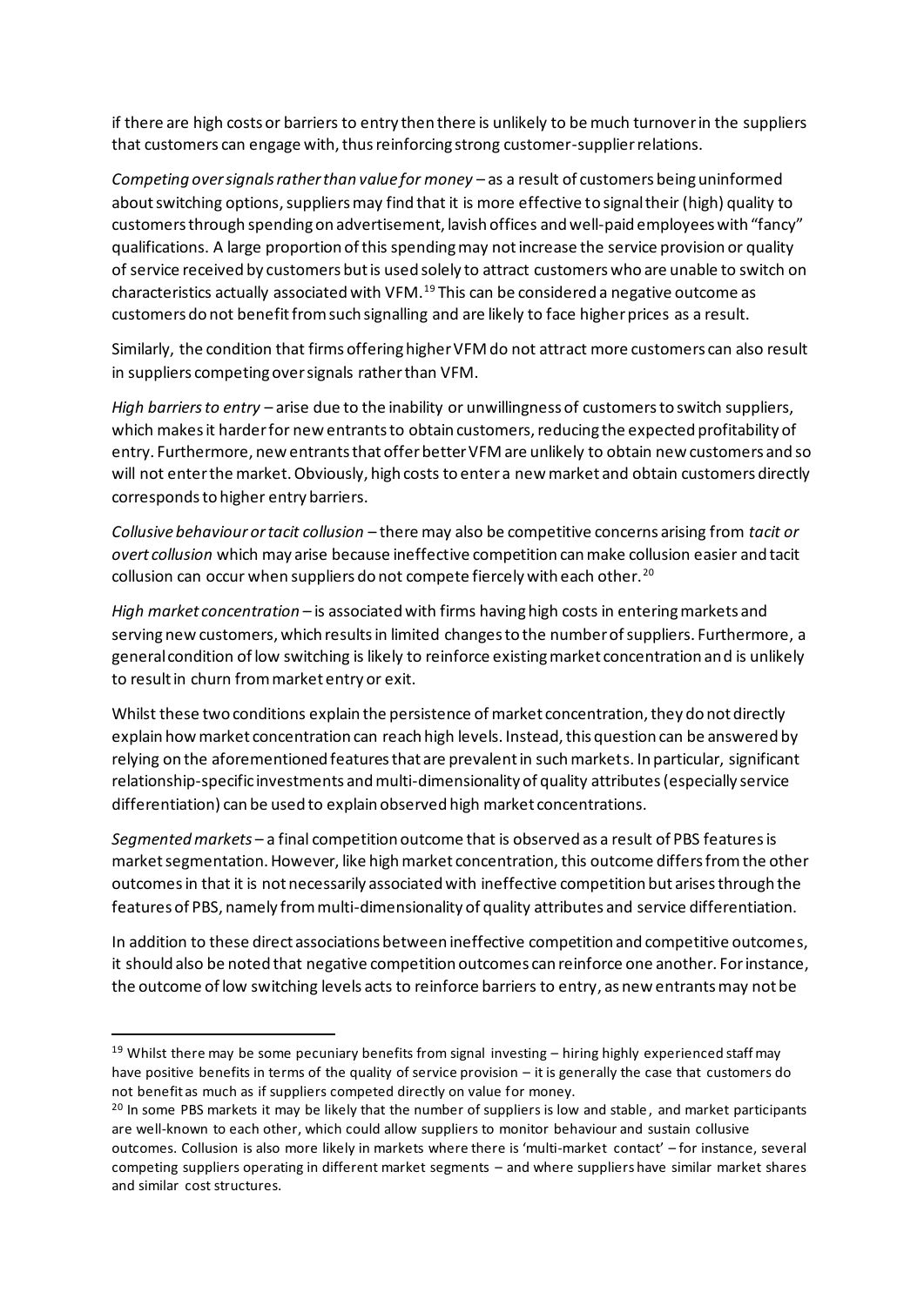if there are high costs or barriers to entry then there is unlikely to be much turnover in the suppliers that customers can engage with, thus reinforcing strong customer-supplier relations.

*Competing over signals rather than value for money* – as a result of customers being uninformed about switching options, suppliers may find that it is more effective to signal their (high) quality to customers through spending on advertisement, lavish offices and well-paid employees with "fancy" qualifications. A large proportion of this spending may not increase the service provision or quality of service received by customers but is used solely to attract customers who are unable to switch on characteristics actually associated with VFM.[19] This can be considered a negative outcome as customers do not benefit from such signalling and are likely to face higher prices as a result.

Similarly, the condition that firms offering higher VFM do not attract more customers can also result in suppliers competing over signals rather than VFM.

*High barriers to entry* – arise due to the inability or unwillingness of customers to switch suppliers, which makes it harder for new entrants to obtain customers, reducing the expected profitability of entry. Furthermore, new entrants that offer better VFM are unlikely to obtain new customers and so will not enter the market. Obviously, high costs to enter a new market and obtain customers directly corresponds to higher entry barriers.

*Collusive behaviour or tacit collusion* – there may also be competitive concerns arising from *tacit or overt collusion* which may arise because ineffective competition can make collusion easier and tacit collusion can occur when suppliers do not compete fiercely with each other.[20]

*High market concentration* – is associated with firms having high costs in entering markets and serving new customers, which results in limited changes to the number of suppliers. Furthermore, a general condition of low switching is likely to reinforce existing market concentration and is unlikely to result in churn from market entry or exit.

Whilst these two conditions explain the persistence of market concentration, they do not directly explain how market concentration can reach high levels. Instead, this question can be answered by relying on the aforementioned features that are prevalent in such markets. In particular, significant relationship-specific investments and multi-dimensionality of quality attributes (especially service differentiation) can be used to explain observed high market concentrations.

*Segmented markets* – a final competition outcome that is observed as a result of PBS features is market segmentation. However, like high market concentration, this outcome differs from the other outcomes in that it is not necessarily associated with ineffective competition but arises through the features of PBS, namely from multi-dimensionality of quality attributes and service differentiation.

In addition to these direct associations between ineffective competition and competitive outcomes, it should also be noted that negative competition outcomes can reinforce one another. For instance, the outcome of low switching levels acts to reinforce barriers to entry, as new entrants may not be

---

[19] Whilst there may be some pecuniary benefits from signal investing – hiring highly experienced staff may have positive benefits in terms of the quality of service provision – it is generally the case that customers do not benefit as much as if suppliers competed directly on value for money.

[20] In some PBS markets it may be likely that the number of suppliers is low and stable, and market participants are well-known to each other, which could allow suppliers to monitor behaviour and sustain collusive outcomes. Collusion is also more likely in markets where there is 'multi-market contact' – for instance, several competing suppliers operating in different market segments – and where suppliers have similar market shares and similar cost structures.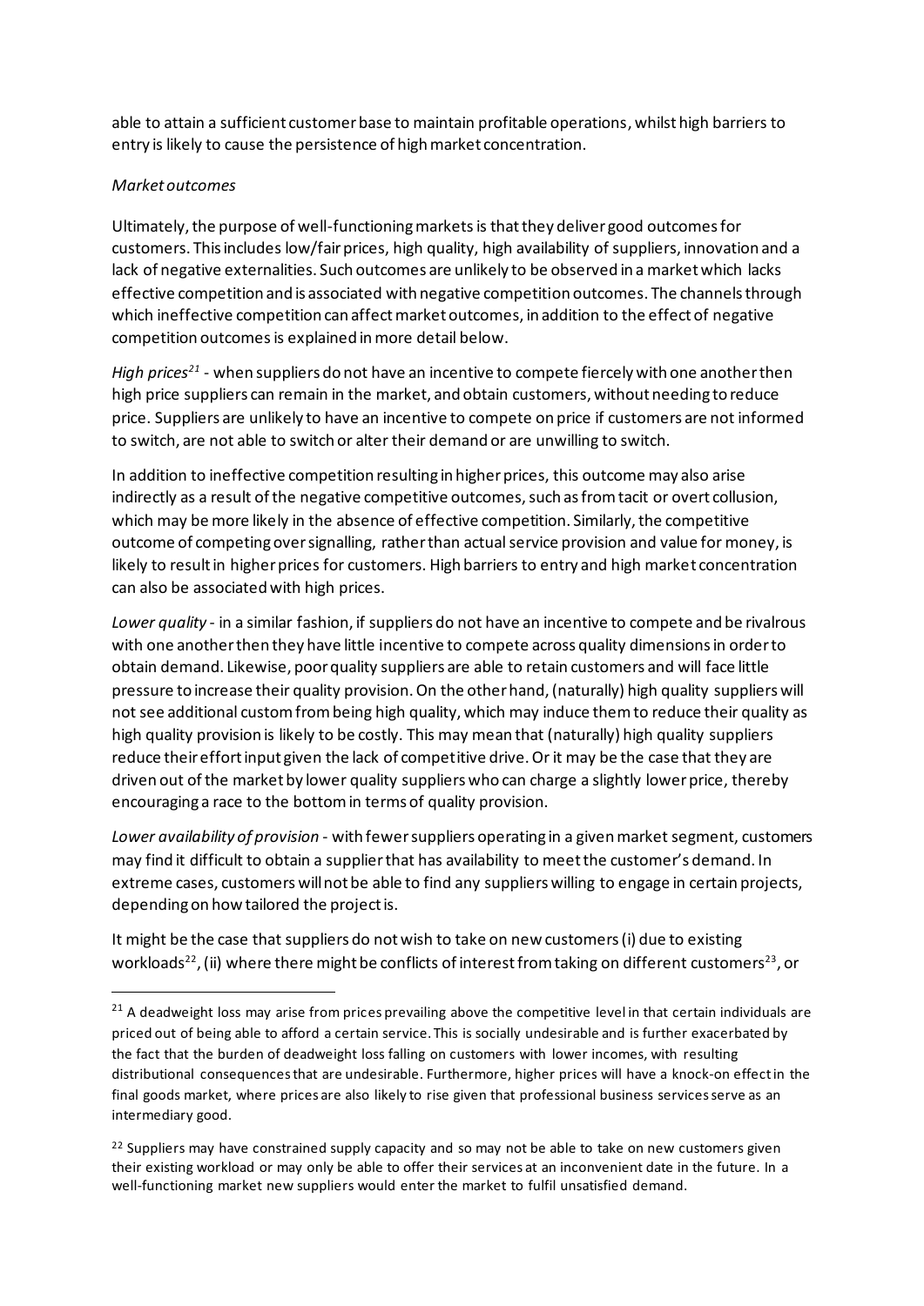able to attain a sufficient customer base to maintain profitable operations, whilst high barriers to entry is likely to cause the persistence of high market concentration.

*Market outcomes*

Ultimately, the purpose of well-functioning markets is that they deliver good outcomes for customers. This includes low/fair prices, high quality, high availability of suppliers, innovation and a lack of negative externalities. Such outcomes are unlikely to be observed in a market which lacks effective competition and is associated with negative competition outcomes. The channels through which ineffective competition can affect market outcomes, in addition to the effect of negative competition outcomes is explained in more detail below.

*High prices*[21] - when suppliers do not have an incentive to compete fiercely with one another then high price suppliers can remain in the market, and obtain customers, without needing to reduce price. Suppliers are unlikely to have an incentive to compete on price if customers are not informed to switch, are not able to switch or alter their demand or are unwilling to switch.

In addition to ineffective competition resulting in higher prices, this outcome may also arise indirectly as a result of the negative competitive outcomes, such as from tacit or overt collusion, which may be more likely in the absence of effective competition. Similarly, the competitive outcome of competing over signalling, rather than actual service provision and value for money, is likely to result in higher prices for customers. High barriers to entry and high market concentration can also be associated with high prices.

*Lower quality* - in a similar fashion, if suppliers do not have an incentive to compete and be rivalrous with one another then they have little incentive to compete across quality dimensions in order to obtain demand. Likewise, poor quality suppliers are able to retain customers and will face little pressure to increase their quality provision. On the other hand, (naturally) high quality suppliers will not see additional custom from being high quality, which may induce them to reduce their quality as high quality provision is likely to be costly. This may mean that (naturally) high quality suppliers reduce their effort input given the lack of competitive drive. Or it may be the case that they are driven out of the market by lower quality suppliers who can charge a slightly lower price, thereby encouraging a race to the bottom in terms of quality provision.

*Lower availability of provision* - with fewer suppliers operating in a given market segment, customers may find it difficult to obtain a supplier that has availability to meet the customer's demand. In extreme cases, customers will not be able to find any suppliers willing to engage in certain projects, depending on how tailored the project is.

It might be the case that suppliers do not wish to take on new customers (i) due to existing workloads[22], (ii) where there might be conflicts of interest from taking on different customers[23], or

---

[21] A deadweight loss may arise from prices prevailing above the competitive level in that certain individuals are priced out of being able to afford a certain service. This is socially undesirable and is further exacerbated by the fact that the burden of deadweight loss falling on customers with lower incomes, with resulting distributional consequences that are undesirable. Furthermore, higher prices will have a knock-on effect in the final goods market, where prices are also likely to rise given that professional business services serve as an intermediary good.

[22] Suppliers may have constrained supply capacity and so may not be able to take on new customers given their existing workload or may only be able to offer their services at an inconvenient date in the future. In a well-functioning market new suppliers would enter the market to fulfil unsatisfied demand.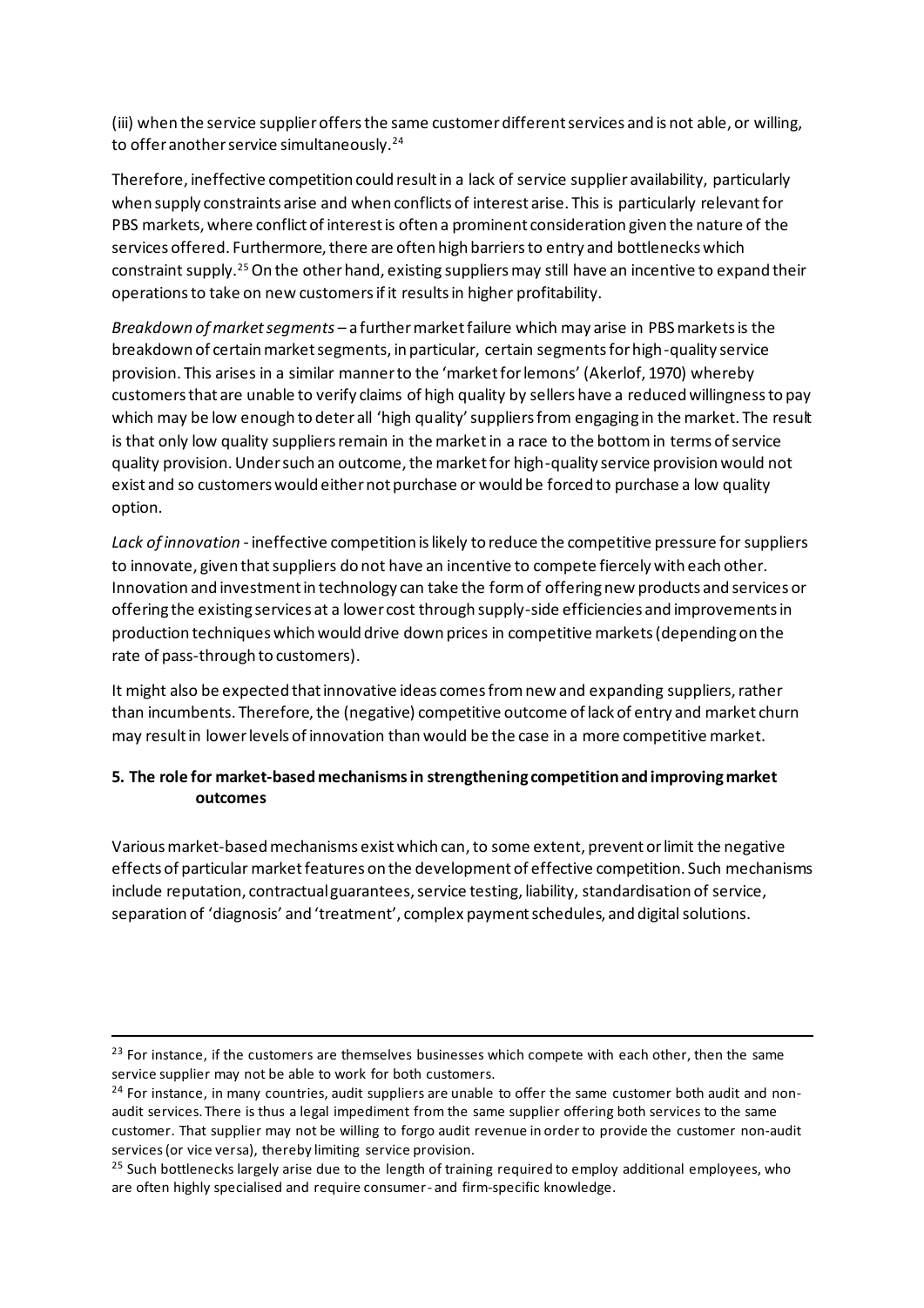(iii) when the service supplier offers the same customer different services and is not able, or willing, to offer another service simultaneously.[24]

Therefore, ineffective competition could result in a lack of service supplier availability, particularly when supply constraints arise and when conflicts of interest arise. This is particularly relevant for PBS markets, where conflict of interest is often a prominent consideration given the nature of the services offered. Furthermore, there are often high barriers to entry and bottlenecks which constraint supply.[25] On the other hand, existing suppliers may still have an incentive to expand their operations to take on new customers if it results in higher profitability.

*Breakdown of market segments* – a further market failure which may arise in PBS markets is the breakdown of certain market segments, in particular, certain segments for high-quality service provision. This arises in a similar manner to the 'market for lemons' (Akerlof, 1970) whereby customers that are unable to verify claims of high quality by sellers have a reduced willingness to pay which may be low enough to deter all 'high quality' suppliers from engaging in the market. The result is that only low quality suppliers remain in the market in a race to the bottom in terms of service quality provision. Under such an outcome, the market for high-quality service provision would not exist and so customers would either not purchase or would be forced to purchase a low quality option.

*Lack of innovation* - ineffective competition is likely to reduce the competitive pressure for suppliers to innovate, given that suppliers do not have an incentive to compete fiercely with each other. Innovation and investment in technology can take the form of offering new products and services or offering the existing services at a lower cost through supply-side efficiencies and improvements in production techniques which would drive down prices in competitive markets (depending on the rate of pass-through to customers).

It might also be expected that innovative ideas comes from new and expanding suppliers, rather than incumbents. Therefore, the (negative) competitive outcome of lack of entry and market churn may result in lower levels of innovation than would be the case in a more competitive market.

## 5. The role for market-based mechanisms in strengthening competition and improving market outcomes

Various market-based mechanisms exist which can, to some extent, prevent or limit the negative effects of particular market features on the development of effective competition. Such mechanisms include reputation, contractual guarantees, service testing, liability, standardisation of service, separation of 'diagnosis' and 'treatment', complex payment schedules, and digital solutions.

---

[23] For instance, if the customers are themselves businesses which compete with each other, then the same service supplier may not be able to work for both customers.

[24] For instance, in many countries, audit suppliers are unable to offer the same customer both audit and non-audit services. There is thus a legal impediment from the same supplier offering both services to the same customer. That supplier may not be willing to forgo audit revenue in order to provide the customer non-audit services (or vice versa), thereby limiting service provision.

[25] Such bottlenecks largely arise due to the length of training required to employ additional employees, who are often highly specialised and require consumer- and firm-specific knowledge.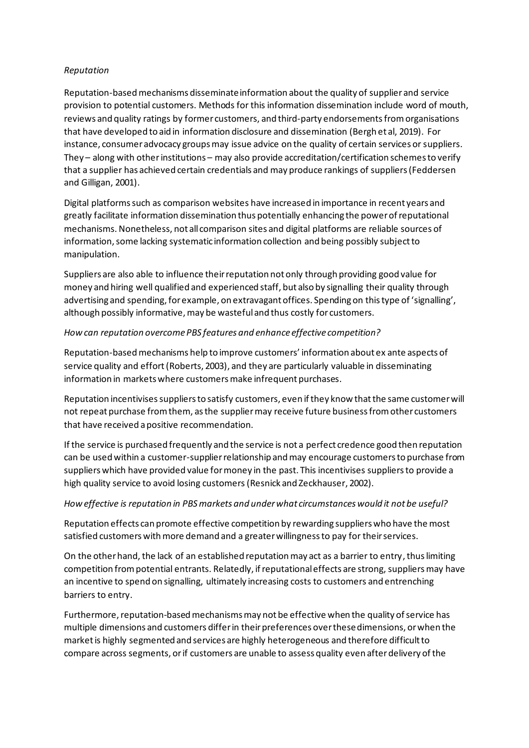*Reputation*

Reputation-based mechanisms disseminate information about the quality of supplier and service provision to potential customers. Methods for this information dissemination include word of mouth, reviews and quality ratings by former customers, and third-party endorsements from organisations that have developed to aid in information disclosure and dissemination (Bergh et al, 2019). For instance, consumer advocacy groups may issue advice on the quality of certain services or suppliers. They – along with other institutions – may also provide accreditation/certification schemes to verify that a supplier has achieved certain credentials and may produce rankings of suppliers (Feddersen and Gilligan, 2001).

Digital platforms such as comparison websites have increased in importance in recent years and greatly facilitate information dissemination thus potentially enhancing the power of reputational mechanisms. Nonetheless, not all comparison sites and digital platforms are reliable sources of information, some lacking systematic information collection and being possibly subject to manipulation.

Suppliers are also able to influence their reputation not only through providing good value for money and hiring well qualified and experienced staff, but also by signalling their quality through advertising and spending, for example, on extravagant offices. Spending on this type of 'signalling', although possibly informative, may be wasteful and thus costly for customers.

*How can reputation overcome PBS features and enhance effective competition?*

Reputation-based mechanisms help to improve customers' information about ex ante aspects of service quality and effort (Roberts, 2003), and they are particularly valuable in disseminating information in markets where customers make infrequent purchases.

Reputation incentivises suppliers to satisfy customers, even if they know that the same customer will not repeat purchase from them, as the supplier may receive future business from other customers that have received a positive recommendation.

If the service is purchased frequently and the service is not a perfect credence good then reputation can be used within a customer-supplier relationship and may encourage customers to purchase from suppliers which have provided value for money in the past. This incentivises suppliers to provide a high quality service to avoid losing customers (Resnick and Zeckhauser, 2002).

*How effective is reputation in PBS markets and under what circumstances would it not be useful?*

Reputation effects can promote effective competition by rewarding suppliers who have the most satisfied customers with more demand and a greater willingness to pay for their services.

On the other hand, the lack of an established reputation may act as a barrier to entry, thus limiting competition from potential entrants. Relatedly, if reputational effects are strong, suppliers may have an incentive to spend on signalling, ultimately increasing costs to customers and entrenching barriers to entry.

Furthermore, reputation-based mechanisms may not be effective when the quality of service has multiple dimensions and customers differ in their preferences over these dimensions, or when the market is highly segmented and services are highly heterogeneous and therefore difficult to compare across segments, or if customers are unable to assess quality even after delivery of the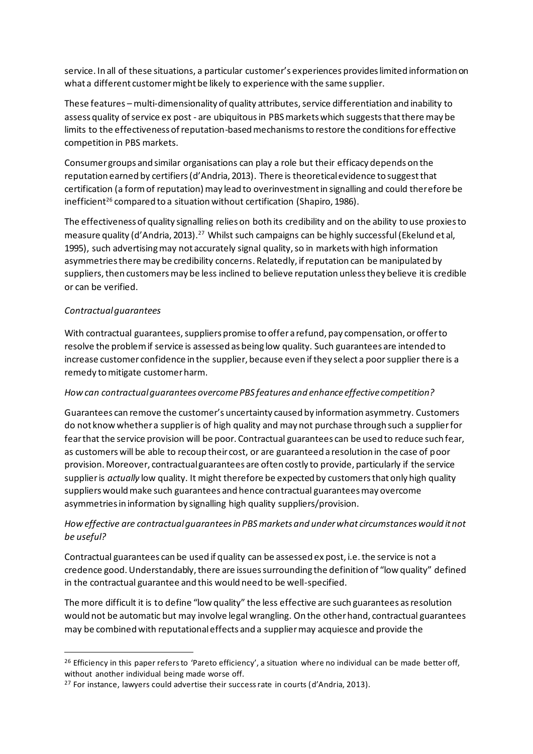service. In all of these situations, a particular customer's experiences provides limited information on what a different customer might be likely to experience with the same supplier.

These features – multi-dimensionality of quality attributes, service differentiation and inability to assess quality of service ex post - are ubiquitous in PBS markets which suggests that there may be limits to the effectiveness of reputation-based mechanisms to restore the conditions for effective competition in PBS markets.

Consumer groups and similar organisations can play a role but their efficacy depends on the reputation earned by certifiers (d'Andria, 2013). There is theoretical evidence to suggest that certification (a form of reputation) may lead to overinvestment in signalling and could therefore be inefficient[26] compared to a situation without certification (Shapiro, 1986).

The effectiveness of quality signalling relies on both its credibility and on the ability to use proxies to measure quality (d'Andria, 2013).[27] Whilst such campaigns can be highly successful (Ekelund et al, 1995), such advertising may not accurately signal quality, so in markets with high information asymmetries there may be credibility concerns. Relatedly, if reputation can be manipulated by suppliers, then customers may be less inclined to believe reputation unless they believe it is credible or can be verified.

*Contractual guarantees*

With contractual guarantees, suppliers promise to offer a refund, pay compensation, or offer to resolve the problem if service is assessed as being low quality. Such guarantees are intended to increase customer confidence in the supplier, because even if they select a poor supplier there is a remedy to mitigate customer harm.

*How can contractual guarantees overcome PBS features and enhance effective competition?*

Guarantees can remove the customer's uncertainty caused by information asymmetry. Customers do not know whether a supplier is of high quality and may not purchase through such a supplier for fear that the service provision will be poor. Contractual guarantees can be used to reduce such fear, as customers will be able to recoup their cost, or are guaranteed a resolution in the case of poor provision. Moreover, contractual guarantees are often costly to provide, particularly if the service supplier is *actually* low quality. It might therefore be expected by customers that only high quality suppliers would make such guarantees and hence contractual guarantees may overcome asymmetries in information by signalling high quality suppliers/provision.

*How effective are contractual guarantees in PBS markets and under what circumstances would it not be useful?*

Contractual guarantees can be used if quality can be assessed ex post, i.e. the service is not a credence good. Understandably, there are issues surrounding the definition of "low quality" defined in the contractual guarantee and this would need to be well-specified.

The more difficult it is to define "low quality" the less effective are such guarantees as resolution would not be automatic but may involve legal wrangling. On the other hand, contractual guarantees may be combined with reputational effects and a supplier may acquiesce and provide the

---

[26] Efficiency in this paper refers to 'Pareto efficiency', a situation where no individual can be made better off, without another individual being made worse off.

[27] For instance, lawyers could advertise their success rate in courts (d'Andria, 2013).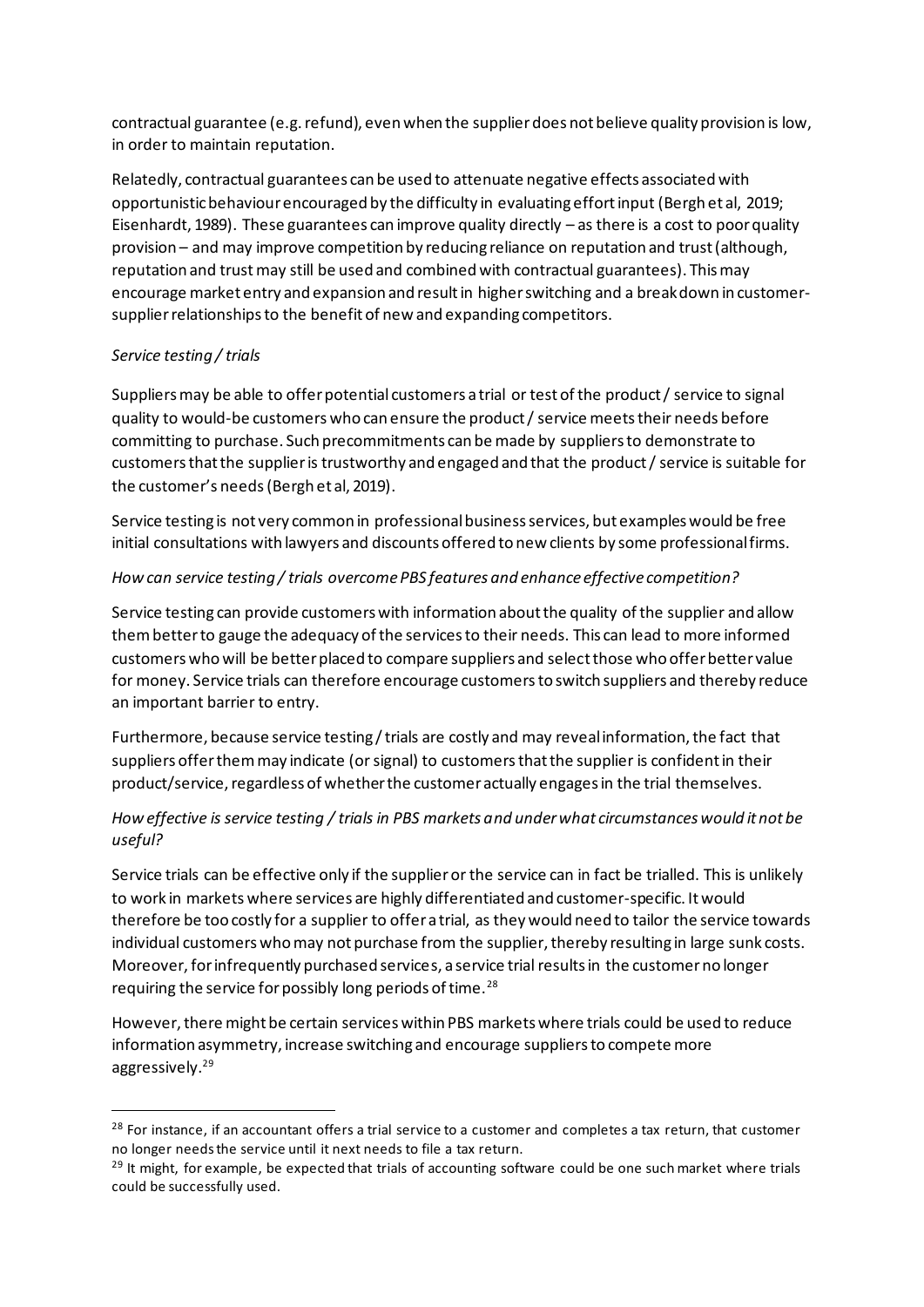contractual guarantee (e.g. refund), even when the supplier does not believe quality provision is low, in order to maintain reputation.

Relatedly, contractual guarantees can be used to attenuate negative effects associated with opportunistic behaviour encouraged by the difficulty in evaluating effort input (Bergh et al, 2019; Eisenhardt, 1989). These guarantees can improve quality directly – as there is a cost to poor quality provision – and may improve competition by reducing reliance on reputation and trust (although, reputation and trust may still be used and combined with contractual guarantees). This may encourage market entry and expansion and result in higher switching and a breakdown in customer-supplier relationships to the benefit of new and expanding competitors.

*Service testing / trials*

Suppliers may be able to offer potential customers a trial or test of the product / service to signal quality to would-be customers who can ensure the product / service meets their needs before committing to purchase. Such precommitments can be made by suppliers to demonstrate to customers that the supplier is trustworthy and engaged and that the product / service is suitable for the customer's needs (Bergh et al, 2019).

Service testing is not very common in professional business services, but examples would be free initial consultations with lawyers and discounts offered to new clients by some professional firms.

*How can service testing / trials overcome PBS features and enhance effective competition?*

Service testing can provide customers with information about the quality of the supplier and allow them better to gauge the adequacy of the services to their needs. This can lead to more informed customers who will be better placed to compare suppliers and select those who offer better value for money. Service trials can therefore encourage customers to switch suppliers and thereby reduce an important barrier to entry.

Furthermore, because service testing / trials are costly and may reveal information, the fact that suppliers offer them may indicate (or signal) to customers that the supplier is confident in their product/service, regardless of whether the customer actually engages in the trial themselves.

*How effective is service testing / trials in PBS markets and under what circumstances would it not be useful?*

Service trials can be effective only if the supplier or the service can in fact be trialled. This is unlikely to work in markets where services are highly differentiated and customer-specific. It would therefore be too costly for a supplier to offer a trial, as they would need to tailor the service towards individual customers who may not purchase from the supplier, thereby resulting in large sunk costs. Moreover, for infrequently purchased services, a service trial results in the customer no longer requiring the service for possibly long periods of time.[28]

However, there might be certain services within PBS markets where trials could be used to reduce information asymmetry, increase switching and encourage suppliers to compete more aggressively.[29]

---

[28] For instance, if an accountant offers a trial service to a customer and completes a tax return, that customer no longer needs the service until it next needs to file a tax return.

[29] It might, for example, be expected that trials of accounting software could be one such market where trials could be successfully used.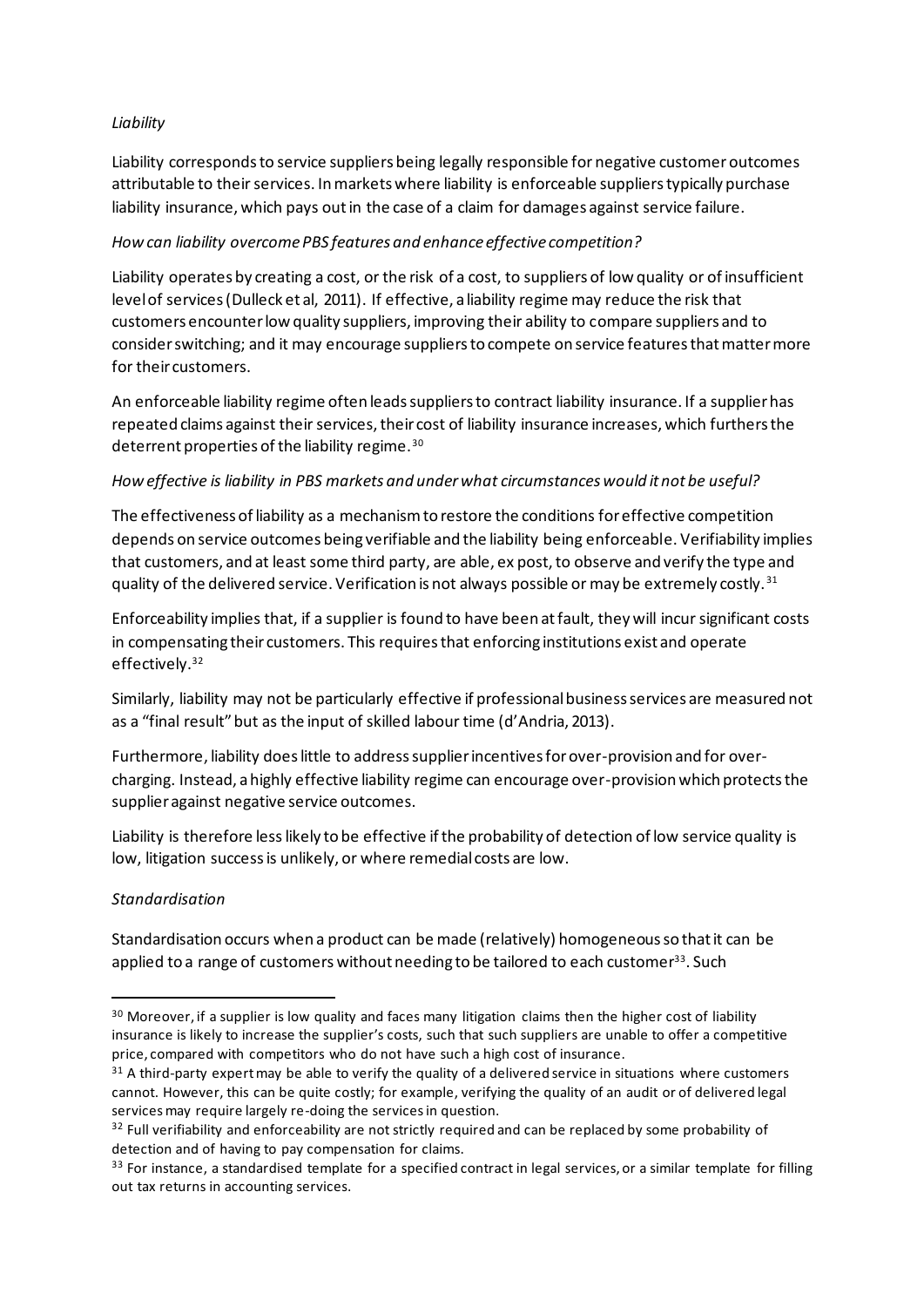*Liability*

Liability corresponds to service suppliers being legally responsible for negative customer outcomes attributable to their services. In markets where liability is enforceable suppliers typically purchase liability insurance, which pays out in the case of a claim for damages against service failure.

*How can liability overcome PBS features and enhance effective competition?*

Liability operates by creating a cost, or the risk of a cost, to suppliers of low quality or of insufficient level of services (Dulleck et al, 2011). If effective, a liability regime may reduce the risk that customers encounter low quality suppliers, improving their ability to compare suppliers and to consider switching; and it may encourage suppliers to compete on service features that matter more for their customers.

An enforceable liability regime often leads suppliers to contract liability insurance. If a supplier has repeated claims against their services, their cost of liability insurance increases, which furthers the deterrent properties of the liability regime.[30]

*How effective is liability in PBS markets and under what circumstances would it not be useful?*

The effectiveness of liability as a mechanism to restore the conditions for effective competition depends on service outcomes being verifiable and the liability being enforceable. Verifiability implies that customers, and at least some third party, are able, ex post, to observe and verify the type and quality of the delivered service. Verification is not always possible or may be extremely costly.[31]

Enforceability implies that, if a supplier is found to have been at fault, they will incur significant costs in compensating their customers. This requires that enforcing institutions exist and operate effectively.[32]

Similarly, liability may not be particularly effective if professional business services are measured not as a "final result" but as the input of skilled labour time (d'Andria, 2013).

Furthermore, liability does little to address supplier incentives for over-provision and for over-charging. Instead, a highly effective liability regime can encourage over-provision which protects the supplier against negative service outcomes.

Liability is therefore less likely to be effective if the probability of detection of low service quality is low, litigation success is unlikely, or where remedial costs are low.

*Standardisation*

Standardisation occurs when a product can be made (relatively) homogeneous so that it can be applied to a range of customers without needing to be tailored to each customer[33]. Such

---

[30] Moreover, if a supplier is low quality and faces many litigation claims then the higher cost of liability insurance is likely to increase the supplier's costs, such that such suppliers are unable to offer a competitive price, compared with competitors who do not have such a high cost of insurance.

[31] A third-party expert may be able to verify the quality of a delivered service in situations where customers cannot. However, this can be quite costly; for example, verifying the quality of an audit or of delivered legal services may require largely re-doing the services in question.

[32] Full verifiability and enforceability are not strictly required and can be replaced by some probability of detection and of having to pay compensation for claims.

[33] For instance, a standardised template for a specified contract in legal services, or a similar template for filling out tax returns in accounting services.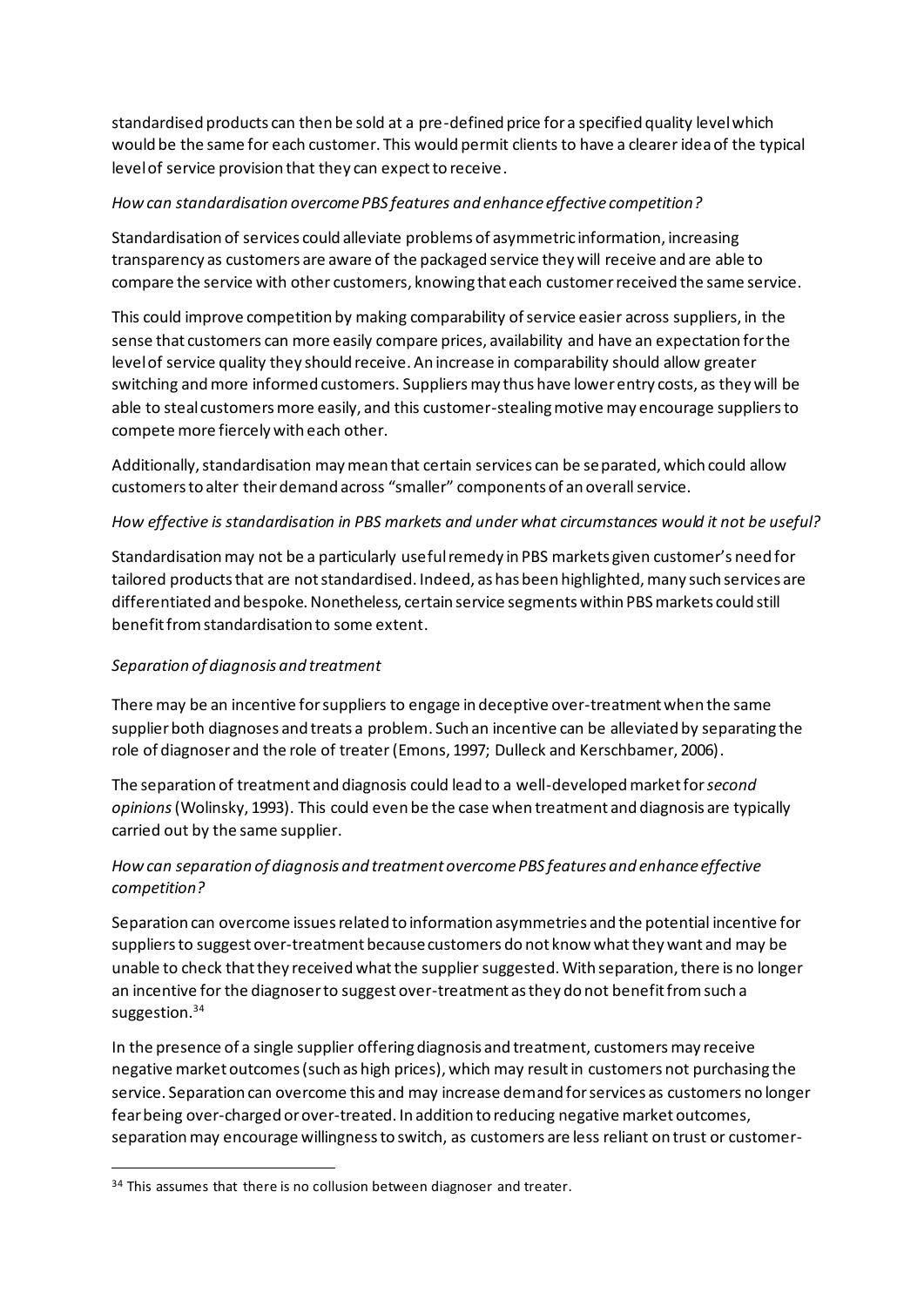standardised products can then be sold at a pre-defined price for a specified quality level which would be the same for each customer. This would permit clients to have a clearer idea of the typical level of service provision that they can expect to receive.

*How can standardisation overcome PBS features and enhance effective competition?*

Standardisation of services could alleviate problems of asymmetric information, increasing transparency as customers are aware of the packaged service they will receive and are able to compare the service with other customers, knowing that each customer received the same service.

This could improve competition by making comparability of service easier across suppliers, in the sense that customers can more easily compare prices, availability and have an expectation for the level of service quality they should receive. An increase in comparability should allow greater switching and more informed customers. Suppliers may thus have lower entry costs, as they will be able to steal customers more easily, and this customer-stealing motive may encourage suppliers to compete more fiercely with each other.

Additionally, standardisation may mean that certain services can be separated, which could allow customers to alter their demand across "smaller" components of an overall service.

*How effective is standardisation in PBS markets and under what circumstances would it not be useful?*

Standardisation may not be a particularly useful remedy in PBS markets given customer's need for tailored products that are not standardised. Indeed, as has been highlighted, many such services are differentiated and bespoke. Nonetheless, certain service segments within PBS markets could still benefit from standardisation to some extent.

*Separation of diagnosis and treatment*

There may be an incentive for suppliers to engage in deceptive over-treatment when the same supplier both diagnoses and treats a problem. Such an incentive can be alleviated by separating the role of diagnoser and the role of treater (Emons, 1997; Dulleck and Kerschbamer, 2006).

The separation of treatment and diagnosis could lead to a well-developed market for *second opinions* (Wolinsky, 1993). This could even be the case when treatment and diagnosis are typically carried out by the same supplier.

*How can separation of diagnosis and treatment overcome PBS features and enhance effective competition?*

Separation can overcome issues related to information asymmetries and the potential incentive for suppliers to suggest over-treatment because customers do not know what they want and may be unable to check that they received what the supplier suggested. With separation, there is no longer an incentive for the diagnoser to suggest over-treatment as they do not benefit from such a suggestion.[34]

In the presence of a single supplier offering diagnosis and treatment, customers may receive negative market outcomes (such as high prices), which may result in customers not purchasing the service. Separation can overcome this and may increase demand for services as customers no longer fear being over-charged or over-treated. In addition to reducing negative market outcomes, separation may encourage willingness to switch, as customers are less reliant on trust or customer-

[34] This assumes that there is no collusion between diagnoser and treater.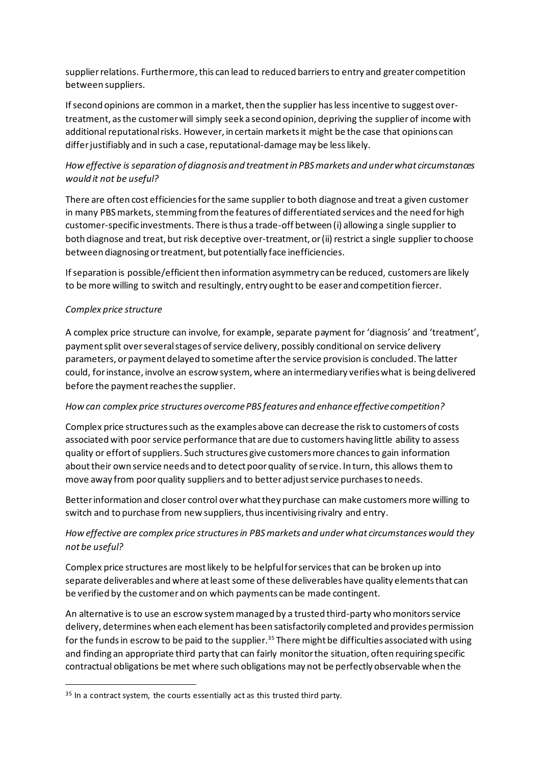supplier relations. Furthermore, this can lead to reduced barriers to entry and greater competition between suppliers.

If second opinions are common in a market, then the supplier has less incentive to suggest over-treatment, as the customer will simply seek a second opinion, depriving the supplier of income with additional reputational risks. However, in certain markets it might be the case that opinions can differ justifiably and in such a case, reputational-damage may be less likely.

*How effective is separation of diagnosis and treatment in PBS markets and under what circumstances would it not be useful?*

There are often cost efficiencies for the same supplier to both diagnose and treat a given customer in many PBS markets, stemming from the features of differentiated services and the need for high customer-specific investments. There is thus a trade-off between (i) allowing a single supplier to both diagnose and treat, but risk deceptive over-treatment, or (ii) restrict a single supplier to choose between diagnosing or treatment, but potentially face inefficiencies.

If separation is possible/efficient then information asymmetry can be reduced, customers are likely to be more willing to switch and resultingly, entry ought to be easer and competition fiercer.

*Complex price structure*

A complex price structure can involve, for example, separate payment for 'diagnosis' and 'treatment', payment split over several stages of service delivery, possibly conditional on service delivery parameters, or payment delayed to sometime after the service provision is concluded. The latter could, for instance, involve an escrow system, where an intermediary verifies what is being delivered before the payment reaches the supplier.

*How can complex price structures overcome PBS features and enhance effective competition?*

Complex price structures such as the examples above can decrease the risk to customers of costs associated with poor service performance that are due to customers having little ability to assess quality or effort of suppliers. Such structures give customers more chances to gain information about their own service needs and to detect poor quality of service. In turn, this allows them to move away from poor quality suppliers and to better adjust service purchases to needs.

Better information and closer control over what they purchase can make customers more willing to switch and to purchase from new suppliers, thus incentivising rivalry and entry.

*How effective are complex price structures in PBS markets and under what circumstances would they not be useful?*

Complex price structures are most likely to be helpful for services that can be broken up into separate deliverables and where at least some of these deliverables have quality elements that can be verified by the customer and on which payments can be made contingent.

An alternative is to use an escrow system managed by a trusted third-party who monitors service delivery, determines when each element has been satisfactorily completed and provides permission for the funds in escrow to be paid to the supplier.[35] There might be difficulties associated with using and finding an appropriate third party that can fairly monitor the situation, often requiring specific contractual obligations be met where such obligations may not be perfectly observable when the

[35] In a contract system, the courts essentially act as this trusted third party.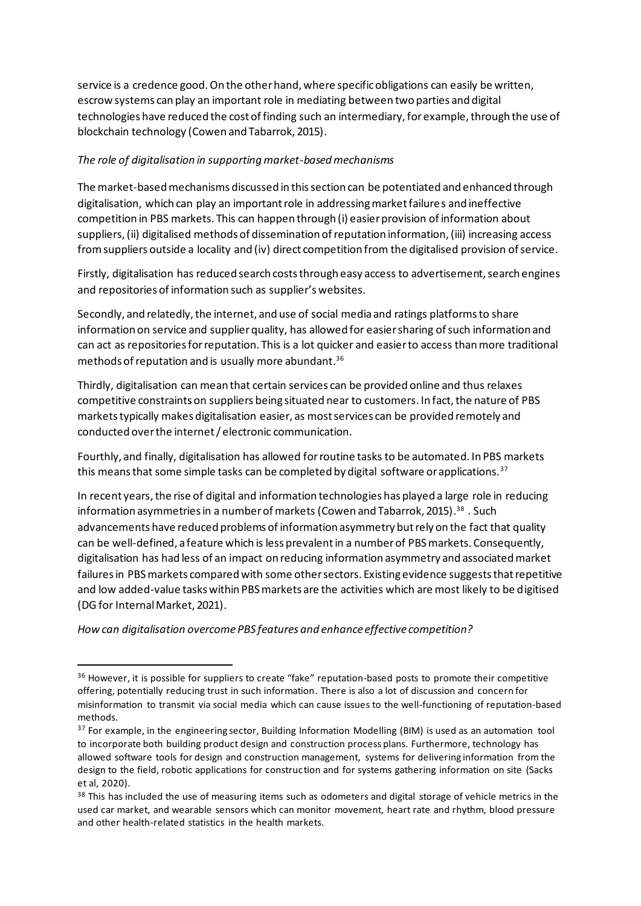service is a credence good. On the other hand, where specific obligations can easily be written, escrow systems can play an important role in mediating between two parties and digital technologies have reduced the cost of finding such an intermediary, for example, through the use of blockchain technology (Cowen and Tabarrok, 2015).

*The role of digitalisation in supporting market-based mechanisms*

The market-based mechanisms discussed in this section can be potentiated and enhanced through digitalisation, which can play an important role in addressing market failures and ineffective competition in PBS markets. This can happen through (i) easier provision of information about suppliers, (ii) digitalised methods of dissemination of reputation information, (iii) increasing access from suppliers outside a locality and (iv) direct competition from the digitalised provision of service.

Firstly, digitalisation has reduced search costs through easy access to advertisement, search engines and repositories of information such as supplier's websites.

Secondly, and relatedly, the internet, and use of social media and ratings platforms to share information on service and supplier quality, has allowed for easier sharing of such information and can act as repositories for reputation. This is a lot quicker and easier to access than more traditional methods of reputation and is usually more abundant.[36]

Thirdly, digitalisation can mean that certain services can be provided online and thus relaxes competitive constraints on suppliers being situated near to customers. In fact, the nature of PBS markets typically makes digitalisation easier, as most services can be provided remotely and conducted over the internet / electronic communication.

Fourthly, and finally, digitalisation has allowed for routine tasks to be automated. In PBS markets this means that some simple tasks can be completed by digital software or applications.[37]

In recent years, the rise of digital and information technologies has played a large role in reducing information asymmetries in a number of markets (Cowen and Tabarrok, 2015).[38] . Such advancements have reduced problems of information asymmetry but rely on the fact that quality can be well-defined, a feature which is less prevalent in a number of PBS markets. Consequently, digitalisation has had less of an impact on reducing information asymmetry and associated market failures in PBS markets compared with some other sectors. Existing evidence suggests that repetitive and low added-value tasks within PBS markets are the activities which are most likely to be digitised (DG for Internal Market, 2021).

*How can digitalisation overcome PBS features and enhance effective competition?*

---

[36] However, it is possible for suppliers to create "fake" reputation-based posts to promote their competitive offering, potentially reducing trust in such information. There is also a lot of discussion and concern for misinformation to transmit via social media which can cause issues to the well-functioning of reputation-based methods.

[37] For example, in the engineering sector, Building Information Modelling (BIM) is used as an automation tool to incorporate both building product design and construction process plans. Furthermore, technology has allowed software tools for design and construction management, systems for delivering information from the design to the field, robotic applications for construction and for systems gathering information on site (Sacks et al, 2020).

[38] This has included the use of measuring items such as odometers and digital storage of vehicle metrics in the used car market, and wearable sensors which can monitor movement, heart rate and rhythm, blood pressure and other health-related statistics in the health markets.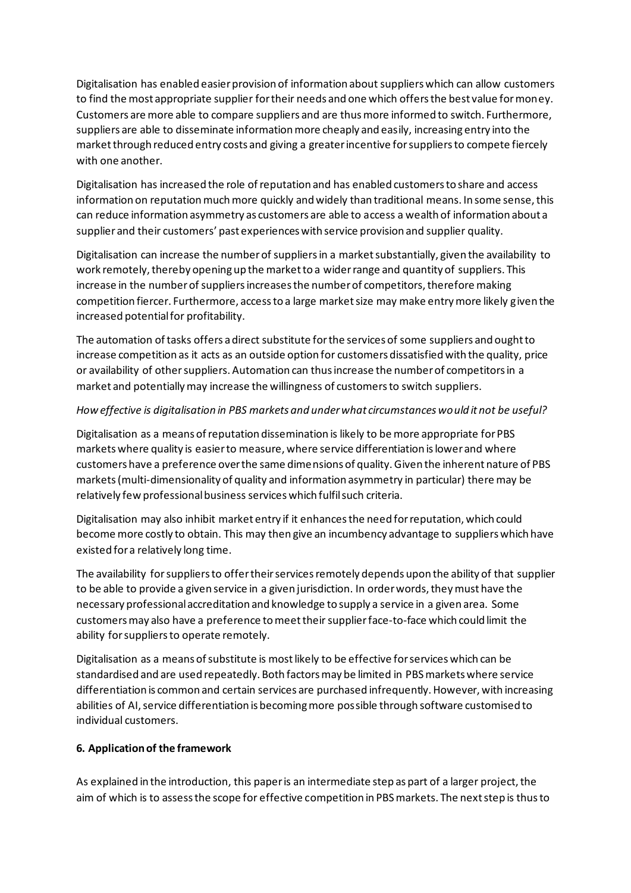Digitalisation has enabled easier provision of information about suppliers which can allow customers to find the most appropriate supplier for their needs and one which offers the best value for money. Customers are more able to compare suppliers and are thus more informed to switch. Furthermore, suppliers are able to disseminate information more cheaply and easily, increasing entry into the market through reduced entry costs and giving a greater incentive for suppliers to compete fiercely with one another.

Digitalisation has increased the role of reputation and has enabled customers to share and access information on reputation much more quickly and widely than traditional means. In some sense, this can reduce information asymmetry as customers are able to access a wealth of information about a supplier and their customers' past experiences with service provision and supplier quality.

Digitalisation can increase the number of suppliers in a market substantially, given the availability to work remotely, thereby opening up the market to a wider range and quantity of suppliers. This increase in the number of suppliers increases the number of competitors, therefore making competition fiercer. Furthermore, access to a large market size may make entry more likely given the increased potential for profitability.

The automation of tasks offers a direct substitute for the services of some suppliers and ought to increase competition as it acts as an outside option for customers dissatisfied with the quality, price or availability of other suppliers. Automation can thus increase the number of competitors in a market and potentially may increase the willingness of customers to switch suppliers.

*How effective is digitalisation in PBS markets and under what circumstances would it not be useful?*

Digitalisation as a means of reputation dissemination is likely to be more appropriate for PBS markets where quality is easier to measure, where service differentiation is lower and where customers have a preference over the same dimensions of quality. Given the inherent nature of PBS markets (multi-dimensionality of quality and information asymmetry in particular) there may be relatively few professional business services which fulfil such criteria.

Digitalisation may also inhibit market entry if it enhances the need for reputation, which could become more costly to obtain. This may then give an incumbency advantage to suppliers which have existed for a relatively long time.

The availability for suppliers to offer their services remotely depends upon the ability of that supplier to be able to provide a given service in a given jurisdiction. In order words, they must have the necessary professional accreditation and knowledge to supply a service in a given area. Some customers may also have a preference to meet their supplier face-to-face which could limit the ability for suppliers to operate remotely.

Digitalisation as a means of substitute is most likely to be effective for services which can be standardised and are used repeatedly. Both factors may be limited in PBS markets where service differentiation is common and certain services are purchased infrequently. However, with increasing abilities of AI, service differentiation is becoming more possible through software customised to individual customers.

## 6. Application of the framework

As explained in the introduction, this paper is an intermediate step as part of a larger project, the aim of which is to assess the scope for effective competition in PBS markets. The next step is thus to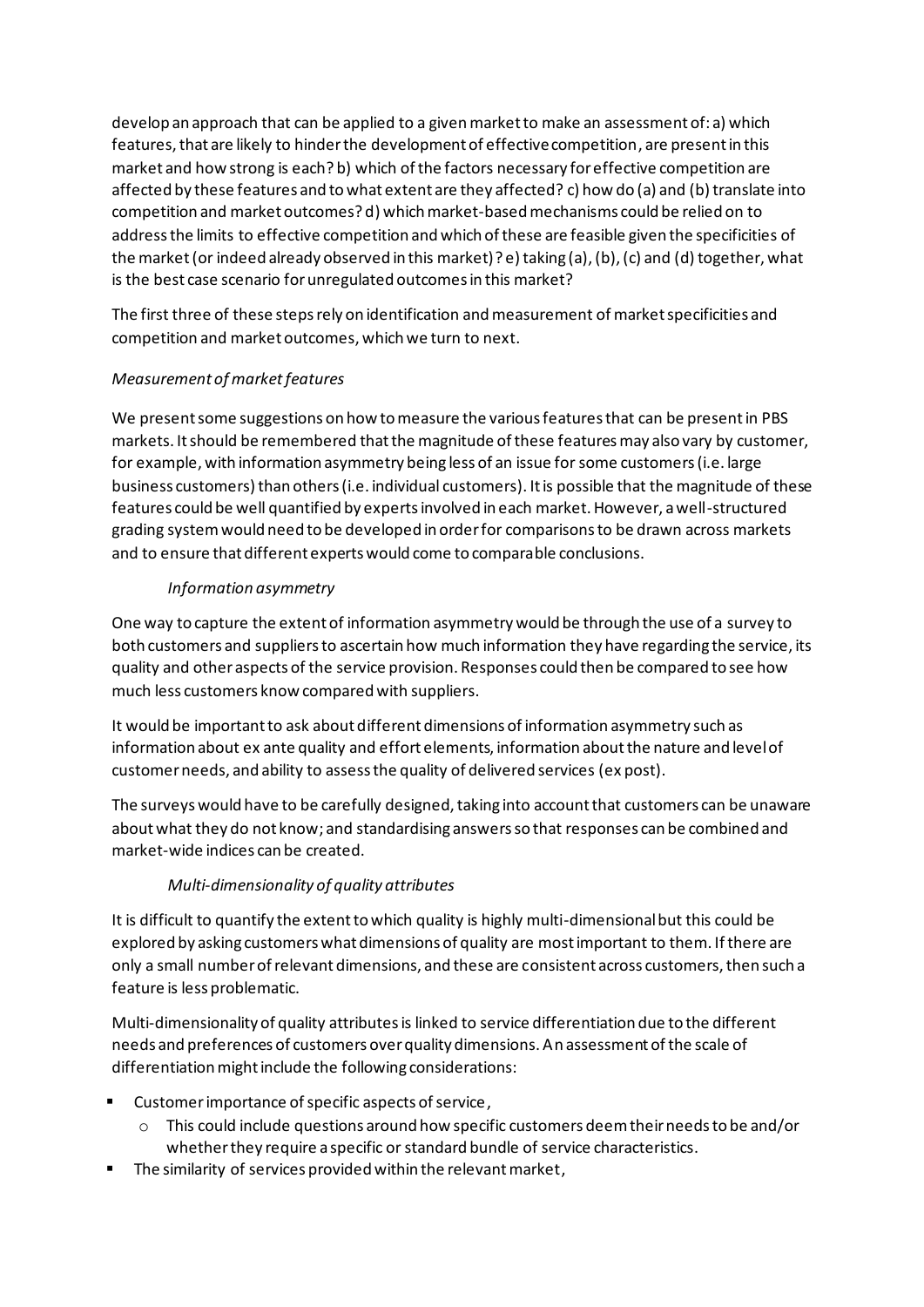develop an approach that can be applied to a given market to make an assessment of: a) which features, that are likely to hinder the development of effective competition, are present in this market and how strong is each? b) which of the factors necessary for effective competition are affected by these features and to what extent are they affected? c) how do (a) and (b) translate into competition and market outcomes? d) which market-based mechanisms could be relied on to address the limits to effective competition and which of these are feasible given the specificities of the market (or indeed already observed in this market)? e) taking (a), (b), (c) and (d) together, what is the best case scenario for unregulated outcomes in this market?

The first three of these steps rely on identification and measurement of market specificities and competition and market outcomes, which we turn to next.

*Measurement of market features*

We present some suggestions on how to measure the various features that can be present in PBS markets. It should be remembered that the magnitude of these features may also vary by customer, for example, with information asymmetry being less of an issue for some customers (i.e. large business customers) than others (i.e. individual customers). It is possible that the magnitude of these features could be well quantified by experts involved in each market. However, a well-structured grading system would need to be developed in order for comparisons to be drawn across markets and to ensure that different experts would come to comparable conclusions.

*Information asymmetry*

One way to capture the extent of information asymmetry would be through the use of a survey to both customers and suppliers to ascertain how much information they have regarding the service, its quality and other aspects of the service provision. Responses could then be compared to see how much less customers know compared with suppliers.

It would be important to ask about different dimensions of information asymmetry such as information about ex ante quality and effort elements, information about the nature and level of customer needs, and ability to assess the quality of delivered services (ex post).

The surveys would have to be carefully designed, taking into account that customers can be unaware about what they do not know; and standardising answers so that responses can be combined and market-wide indices can be created.

*Multi-dimensionality of quality attributes*

It is difficult to quantify the extent to which quality is highly multi-dimensional but this could be explored by asking customers what dimensions of quality are most important to them. If there are only a small number of relevant dimensions, and these are consistent across customers, then such a feature is less problematic.

Multi-dimensionality of quality attributes is linked to service differentiation due to the different needs and preferences of customers over quality dimensions. An assessment of the scale of differentiation might include the following considerations:

- Customer importance of specific aspects of service,
  - This could include questions around how specific customers deem their needs to be and/or whether they require a specific or standard bundle of service characteristics.
- The similarity of services provided within the relevant market,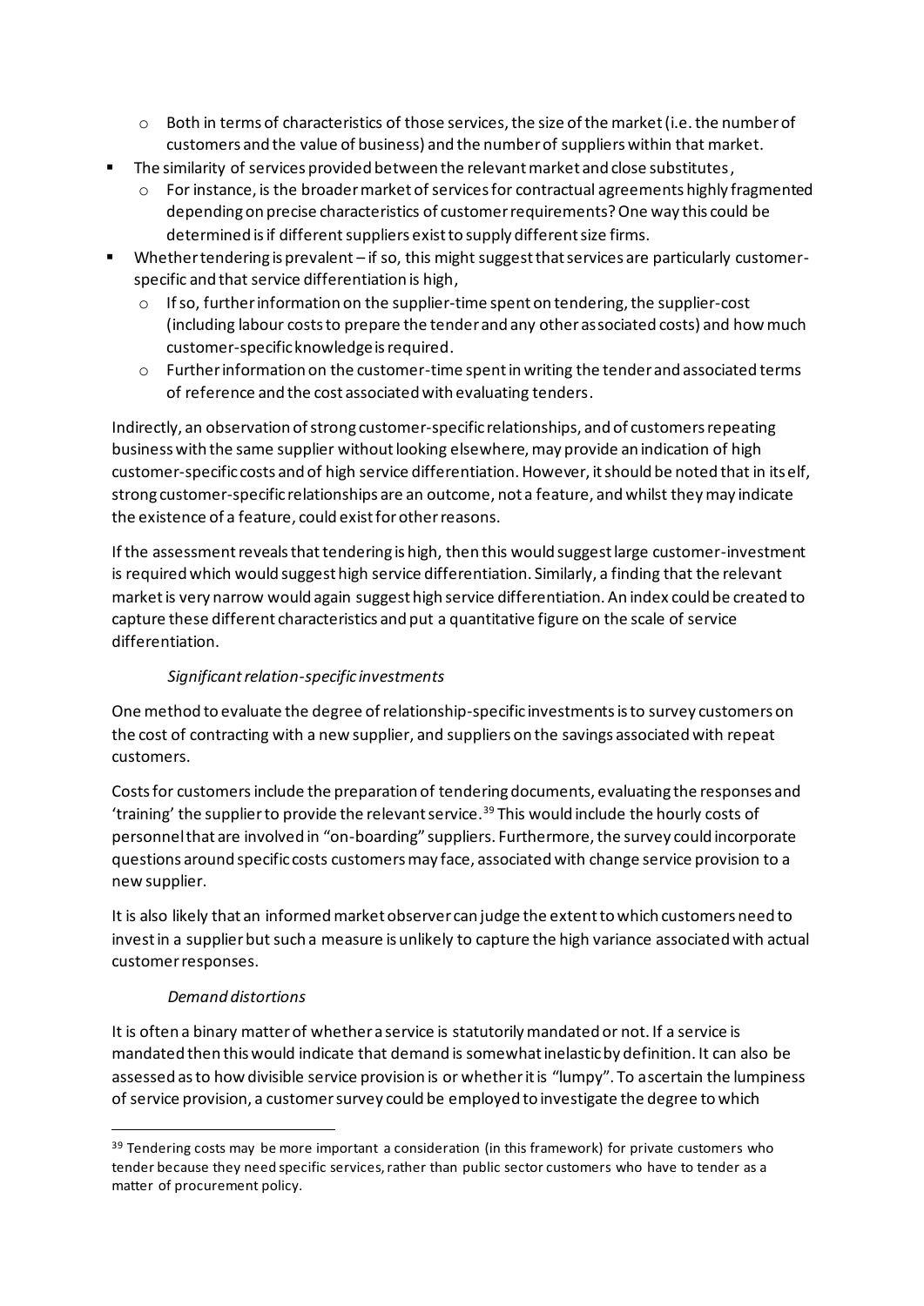- Both in terms of characteristics of those services, the size of the market (i.e. the number of customers and the value of business) and the number of suppliers within that market.
- The similarity of services provided between the relevant market and close substitutes,
  - For instance, is the broader market of services for contractual agreements highly fragmented depending on precise characteristics of customer requirements? One way this could be determined is if different suppliers exist to supply different size firms.
- Whether tendering is prevalent – if so, this might suggest that services are particularly customer-specific and that service differentiation is high,
  - If so, further information on the supplier-time spent on tendering, the supplier-cost (including labour costs to prepare the tender and any other associated costs) and how much customer-specific knowledge is required.
  - Further information on the customer-time spent in writing the tender and associated terms of reference and the cost associated with evaluating tenders.

Indirectly, an observation of strong customer-specific relationships, and of customers repeating business with the same supplier without looking elsewhere, may provide an indication of high customer-specific costs and of high service differentiation. However, it should be noted that in its elf, strong customer-specific relationships are an outcome, not a feature, and whilst they may indicate the existence of a feature, could exist for other reasons.

If the assessment reveals that tendering is high, then this would suggest large customer-investment is required which would suggest high service differentiation. Similarly, a finding that the relevant market is very narrow would again suggest high service differentiation. An index could be created to capture these different characteristics and put a quantitative figure on the scale of service differentiation.

*Significant relation-specific investments*

One method to evaluate the degree of relationship-specific investments is to survey customers on the cost of contracting with a new supplier, and suppliers on the savings associated with repeat customers.

Costs for customers include the preparation of tendering documents, evaluating the responses and 'training' the supplier to provide the relevant service.[39] This would include the hourly costs of personnel that are involved in "on-boarding" suppliers. Furthermore, the survey could incorporate questions around specific costs customers may face, associated with change service provision to a new supplier.

It is also likely that an informed market observer can judge the extent to which customers need to invest in a supplier but such a measure is unlikely to capture the high variance associated with actual customer responses.

*Demand distortions*

It is often a binary matter of whether a service is statutorily mandated or not. If a service is mandated then this would indicate that demand is somewhat inelastic by definition. It can also be assessed as to how divisible service provision is or whether it is "lumpy". To ascertain the lumpiness of service provision, a customer survey could be employed to investigate the degree to which

[39] Tendering costs may be more important a consideration (in this framework) for private customers who tender because they need specific services, rather than public sector customers who have to tender as a matter of procurement policy.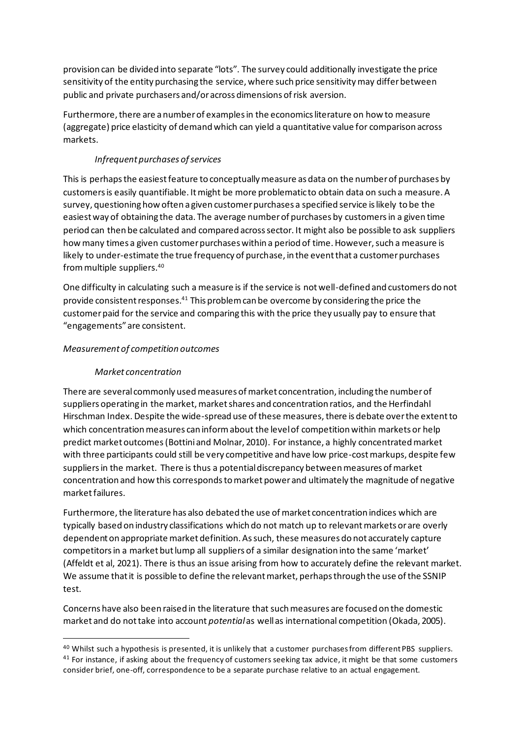provision can be divided into separate "lots". The survey could additionally investigate the price sensitivity of the entity purchasing the service, where such price sensitivity may differ between public and private purchasers and/or across dimensions of risk aversion.

Furthermore, there are a number of examples in the economics literature on how to measure (aggregate) price elasticity of demand which can yield a quantitative value for comparison across markets.

#### *Infrequent purchases of services*

This is perhaps the easiest feature to conceptually measure as data on the number of purchases by customers is easily quantifiable. It might be more problematic to obtain data on such a measure. A survey, questioning how often a given customer purchases a specified service is likely to be the easiest way of obtaining the data. The average number of purchases by customers in a given time period can then be calculated and compared across sector. It might also be possible to ask suppliers how many times a given customer purchases within a period of time. However, such a measure is likely to under-estimate the true frequency of purchase, in the event that a customer purchases from multiple suppliers.[40]

One difficulty in calculating such a measure is if the service is not well-defined and customers do not provide consistent responses.[41] This problem can be overcome by considering the price the customer paid for the service and comparing this with the price they usually pay to ensure that "engagements" are consistent.

### *Measurement of competition outcomes*

#### *Market concentration*

There are several commonly used measures of market concentration, including the number of suppliers operating in the market, market shares and concentration ratios, and the Herfindahl Hirschman Index. Despite the wide-spread use of these measures, there is debate over the extent to which concentration measures can inform about the level of competition within markets or help predict market outcomes (Bottini and Molnar, 2010). For instance, a highly concentrated market with three participants could still be very competitive and have low price-cost markups, despite few suppliers in the market. There is thus a potential discrepancy between measures of market concentration and how this corresponds to market power and ultimately the magnitude of negative market failures.

Furthermore, the literature has also debated the use of market concentration indices which are typically based on industry classifications which do not match up to relevant markets or are overly dependent on appropriate market definition. As such, these measures do not accurately capture competitors in a market but lump all suppliers of a similar designation into the same 'market' (Affeldt et al, 2021). There is thus an issue arising from how to accurately define the relevant market. We assume that it is possible to define the relevant market, perhaps through the use of the SSNIP test.

Concerns have also been raised in the literature that such measures are focused on the domestic market and do not take into account *potential* as well as international competition (Okada, 2005).

[40] Whilst such a hypothesis is presented, it is unlikely that a customer purchases from different PBS suppliers.

[41] For instance, if asking about the frequency of customers seeking tax advice, it might be that some customers consider brief, one-off, correspondence to be a separate purchase relative to an actual engagement.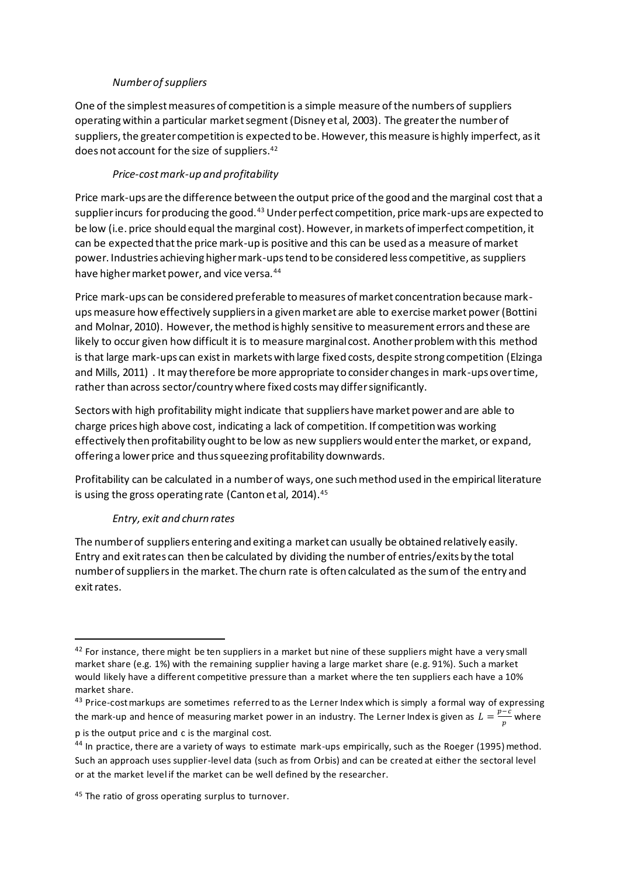*Number of suppliers*

One of the simplest measures of competition is a simple measure of the numbers of suppliers operating within a particular market segment (Disney et al, 2003). The greater the number of suppliers, the greater competition is expected to be. However, this measure is highly imperfect, as it does not account for the size of suppliers.[42]

*Price-cost mark-up and profitability*

Price mark-ups are the difference between the output price of the good and the marginal cost that a supplier incurs for producing the good.[43] Under perfect competition, price mark-ups are expected to be low (i.e. price should equal the marginal cost). However, in markets of imperfect competition, it can be expected that the price mark-up is positive and this can be used as a measure of market power. Industries achieving higher mark-ups tend to be considered less competitive, as suppliers have higher market power, and vice versa.[44]

Price mark-ups can be considered preferable to measures of market concentration because mark-ups measure how effectively suppliers in a given market are able to exercise market power (Bottini and Molnar, 2010). However, the method is highly sensitive to measurement errors and these are likely to occur given how difficult it is to measure marginal cost. Another problem with this method is that large mark-ups can exist in markets with large fixed costs, despite strong competition (Elzinga and Mills, 2011) . It may therefore be more appropriate to consider changes in mark-ups over time, rather than across sector/country where fixed costs may differ significantly.

Sectors with high profitability might indicate that suppliers have market power and are able to charge prices high above cost, indicating a lack of competition. If competition was working effectively then profitability ought to be low as new suppliers would enter the market, or expand, offering a lower price and thus squeezing profitability downwards.

Profitability can be calculated in a number of ways, one such method used in the empirical literature is using the gross operating rate (Canton et al, 2014).[45]

*Entry, exit and churn rates*

The number of suppliers entering and exiting a market can usually be obtained relatively easily. Entry and exit rates can then be calculated by dividing the number of entries/exits by the total number of suppliers in the market. The churn rate is often calculated as the sum of the entry and exit rates.

---

[42] For instance, there might be ten suppliers in a market but nine of these suppliers might have a very small market share (e.g. 1%) with the remaining supplier having a large market share (e.g. 91%). Such a market would likely have a different competitive pressure than a market where the ten suppliers each have a 10% market share.

[43] Price-cost markups are sometimes referred to as the Lerner Index which is simply a formal way of expressing the mark-up and hence of measuring market power in an industry. The Lerner Index is given as $L = \frac{p-c}{p}$ where p is the output price and c is the marginal cost.

[44] In practice, there are a variety of ways to estimate mark-ups empirically, such as the Roeger (1995) method. Such an approach uses supplier-level data (such as from Orbis) and can be created at either the sectoral level or at the market level if the market can be well defined by the researcher.

[45] The ratio of gross operating surplus to turnover.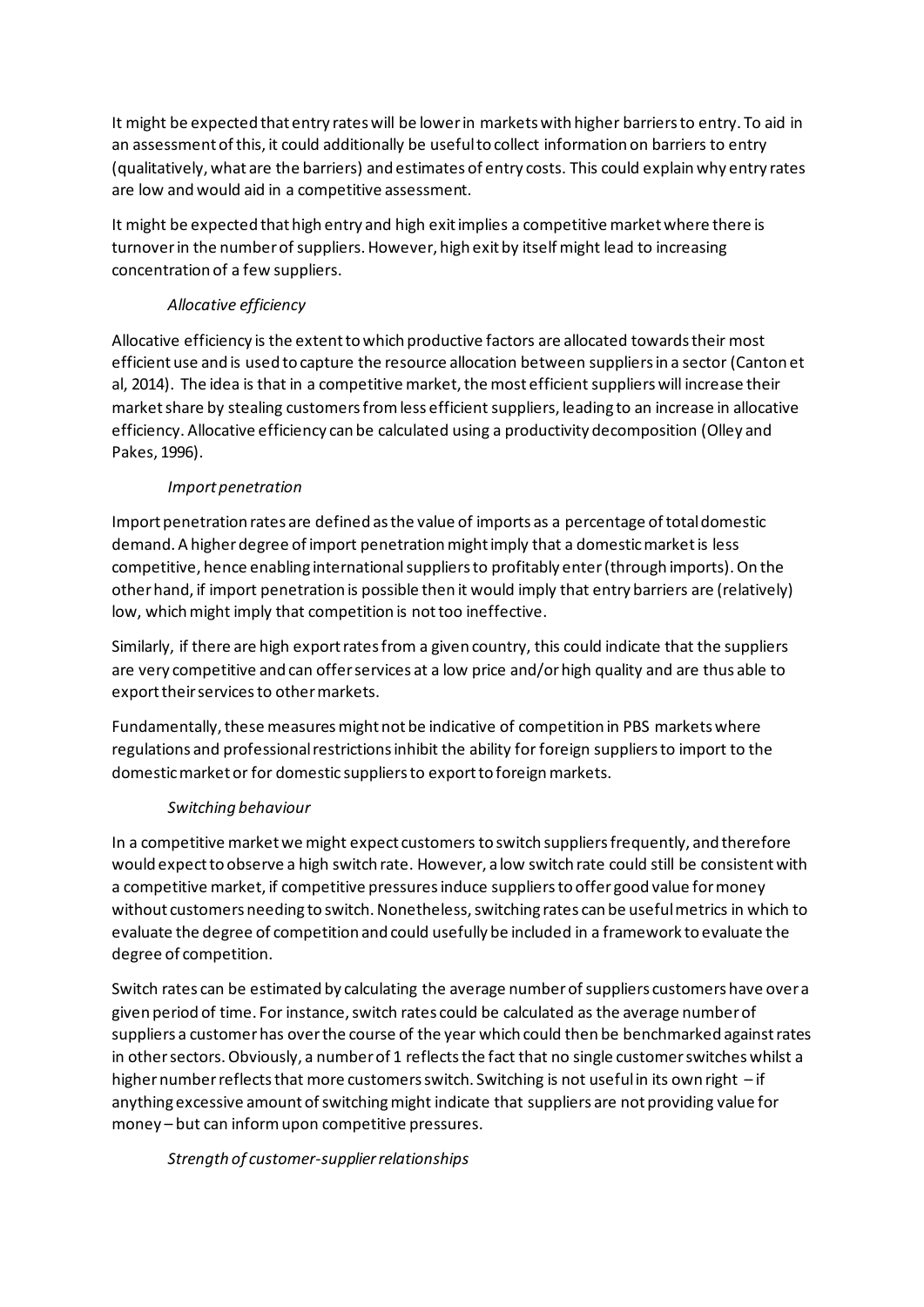It might be expected that entry rates will be lower in markets with higher barriers to entry. To aid in an assessment of this, it could additionally be useful to collect information on barriers to entry (qualitatively, what are the barriers) and estimates of entry costs. This could explain why entry rates are low and would aid in a competitive assessment.

It might be expected that high entry and high exit implies a competitive market where there is turnover in the number of suppliers. However, high exit by itself might lead to increasing concentration of a few suppliers.

*Allocative efficiency*

Allocative efficiency is the extent to which productive factors are allocated towards their most efficient use and is used to capture the resource allocation between suppliers in a sector (Canton et al, 2014). The idea is that in a competitive market, the most efficient suppliers will increase their market share by stealing customers from less efficient suppliers, leading to an increase in allocative efficiency. Allocative efficiency can be calculated using a productivity decomposition (Olley and Pakes, 1996).

*Import penetration*

Import penetration rates are defined as the value of imports as a percentage of total domestic demand. A higher degree of import penetration might imply that a domestic market is less competitive, hence enabling international suppliers to profitably enter (through imports). On the other hand, if import penetration is possible then it would imply that entry barriers are (relatively) low, which might imply that competition is not too ineffective.

Similarly, if there are high export rates from a given country, this could indicate that the suppliers are very competitive and can offer services at a low price and/or high quality and are thus able to export their services to other markets.

Fundamentally, these measures might not be indicative of competition in PBS markets where regulations and professional restrictions inhibit the ability for foreign suppliers to import to the domestic market or for domestic suppliers to export to foreign markets.

*Switching behaviour*

In a competitive market we might expect customers to switch suppliers frequently, and therefore would expect to observe a high switch rate. However, a low switch rate could still be consistent with a competitive market, if competitive pressures induce suppliers to offer good value for money without customers needing to switch. Nonetheless, switching rates can be useful metrics in which to evaluate the degree of competition and could usefully be included in a framework to evaluate the degree of competition.

Switch rates can be estimated by calculating the average number of suppliers customers have over a given period of time. For instance, switch rates could be calculated as the average number of suppliers a customer has over the course of the year which could then be benchmarked against rates in other sectors. Obviously, a number of 1 reflects the fact that no single customer switches whilst a higher number reflects that more customers switch. Switching is not useful in its own right – if anything excessive amount of switching might indicate that suppliers are not providing value for money – but can inform upon competitive pressures.

*Strength of customer-supplier relationships*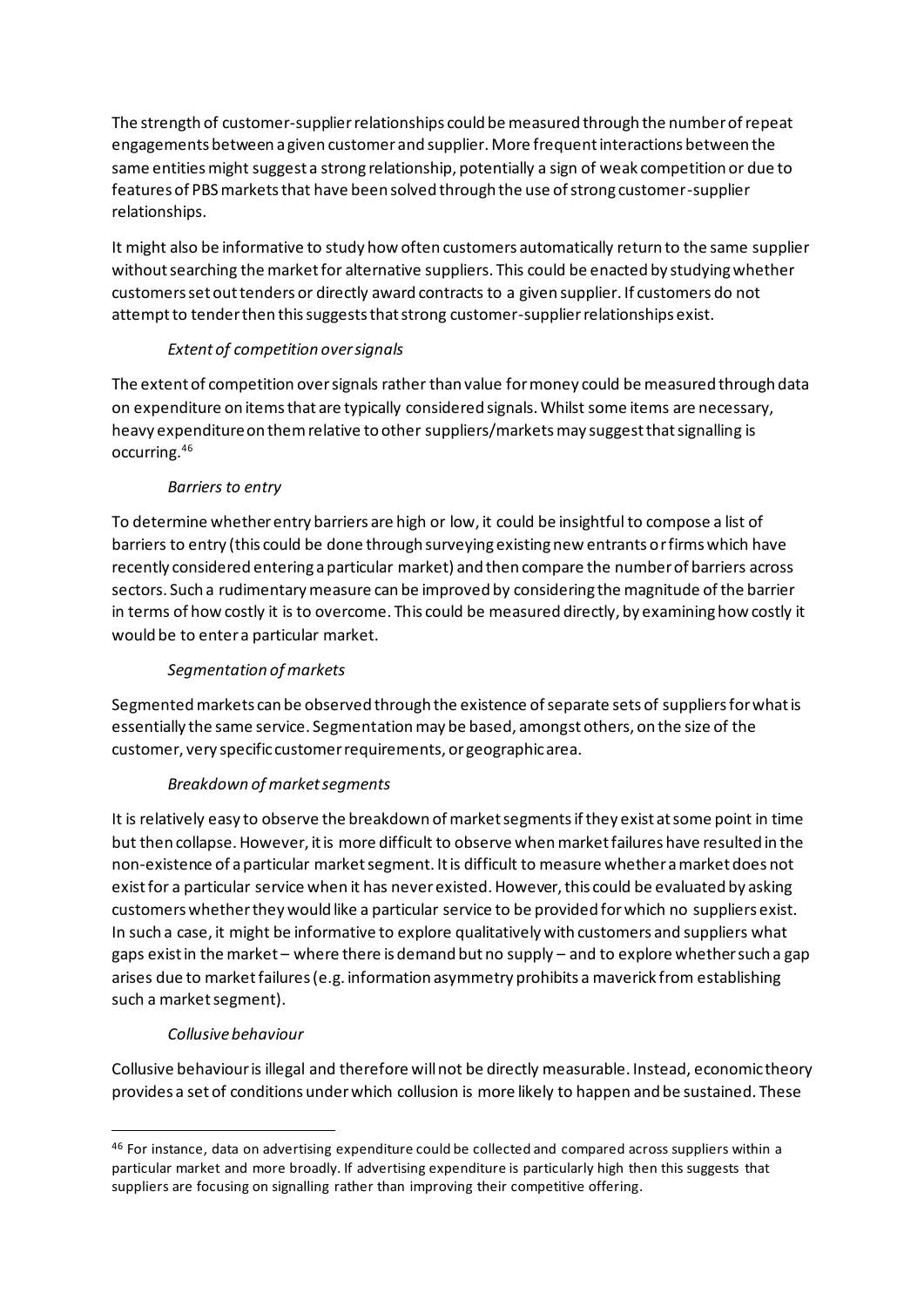The strength of customer-supplier relationships could be measured through the number of repeat engagements between a given customer and supplier. More frequent interactions between the same entities might suggest a strong relationship, potentially a sign of weak competition or due to features of PBS markets that have been solved through the use of strong customer-supplier relationships.

It might also be informative to study how often customers automatically return to the same supplier without searching the market for alternative suppliers. This could be enacted by studying whether customers set out tenders or directly award contracts to a given supplier. If customers do not attempt to tender then this suggests that strong customer-supplier relationships exist.

*Extent of competition over signals*

The extent of competition over signals rather than value for money could be measured through data on expenditure on items that are typically considered signals. Whilst some items are necessary, heavy expenditure on them relative to other suppliers/markets may suggest that signalling is occurring.[46]

*Barriers to entry*

To determine whether entry barriers are high or low, it could be insightful to compose a list of barriers to entry (this could be done through surveying existing new entrants or firms which have recently considered entering a particular market) and then compare the number of barriers across sectors. Such a rudimentary measure can be improved by considering the magnitude of the barrier in terms of how costly it is to overcome. This could be measured directly, by examining how costly it would be to enter a particular market.

*Segmentation of markets*

Segmented markets can be observed through the existence of separate sets of suppliers for what is essentially the same service. Segmentation may be based, amongst others, on the size of the customer, very specific customer requirements, or geographic area.

*Breakdown of market segments*

It is relatively easy to observe the breakdown of market segments if they exist at some point in time but then collapse. However, it is more difficult to observe when market failures have resulted in the non-existence of a particular market segment. It is difficult to measure whether a market does not exist for a particular service when it has never existed. However, this could be evaluated by asking customers whether they would like a particular service to be provided for which no suppliers exist. In such a case, it might be informative to explore qualitatively with customers and suppliers what gaps exist in the market – where there is demand but no supply – and to explore whether such a gap arises due to market failures (e.g. information asymmetry prohibits a maverick from establishing such a market segment).

*Collusive behaviour*

Collusive behaviour is illegal and therefore will not be directly measurable. Instead, economic theory provides a set of conditions under which collusion is more likely to happen and be sustained. These

---

[46] For instance, data on advertising expenditure could be collected and compared across suppliers within a particular market and more broadly. If advertising expenditure is particularly high then this suggests that suppliers are focusing on signalling rather than improving their competitive offering.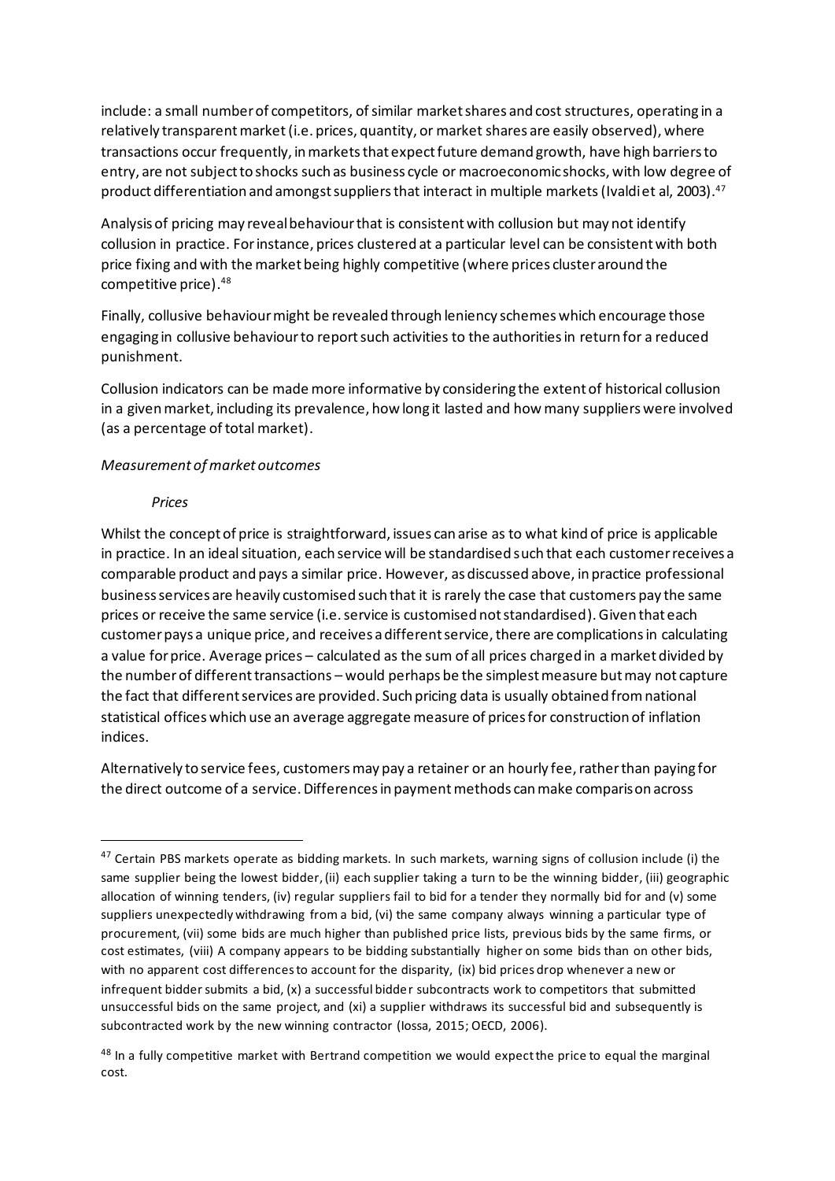include: a small number of competitors, of similar market shares and cost structures, operating in a relatively transparent market (i.e. prices, quantity, or market shares are easily observed), where transactions occur frequently, in markets that expect future demand growth, have high barriers to entry, are not subject to shocks such as business cycle or macroeconomic shocks, with low degree of product differentiation and amongst suppliers that interact in multiple markets (Ivaldi et al, 2003).[47]

Analysis of pricing may reveal behaviour that is consistent with collusion but may not identify collusion in practice. For instance, prices clustered at a particular level can be consistent with both price fixing and with the market being highly competitive (where prices cluster around the competitive price).[48]

Finally, collusive behaviour might be revealed through leniency schemes which encourage those engaging in collusive behaviour to report such activities to the authorities in return for a reduced punishment.

Collusion indicators can be made more informative by considering the extent of historical collusion in a given market, including its prevalence, how long it lasted and how many suppliers were involved (as a percentage of total market).

*Measurement of market outcomes*

*Prices*

Whilst the concept of price is straightforward, issues can arise as to what kind of price is applicable in practice. In an ideal situation, each service will be standardised such that each customer receives a comparable product and pays a similar price. However, as discussed above, in practice professional business services are heavily customised such that it is rarely the case that customers pay the same prices or receive the same service (i.e. service is customised not standardised). Given that each customer pays a unique price, and receives a different service, there are complications in calculating a value for price. Average prices – calculated as the sum of all prices charged in a market divided by the number of different transactions – would perhaps be the simplest measure but may not capture the fact that different services are provided. Such pricing data is usually obtained from national statistical offices which use an average aggregate measure of prices for construction of inflation indices.

Alternatively to service fees, customers may pay a retainer or an hourly fee, rather than paying for the direct outcome of a service. Differences in payment methods can make comparison across

---

[47] Certain PBS markets operate as bidding markets. In such markets, warning signs of collusion include (i) the same supplier being the lowest bidder, (ii) each supplier taking a turn to be the winning bidder, (iii) geographic allocation of winning tenders, (iv) regular suppliers fail to bid for a tender they normally bid for and (v) some suppliers unexpectedly withdrawing from a bid, (vi) the same company always winning a particular type of procurement, (vii) some bids are much higher than published price lists, previous bids by the same firms, or cost estimates, (viii) A company appears to be bidding substantially higher on some bids than on other bids, with no apparent cost differences to account for the disparity, (ix) bid prices drop whenever a new or infrequent bidder submits a bid, (x) a successful bidder subcontracts work to competitors that submitted unsuccessful bids on the same project, and (xi) a supplier withdraws its successful bid and subsequently is subcontracted work by the new winning contractor (Iossa, 2015; OECD, 2006).

[48] In a fully competitive market with Bertrand competition we would expect the price to equal the marginal cost.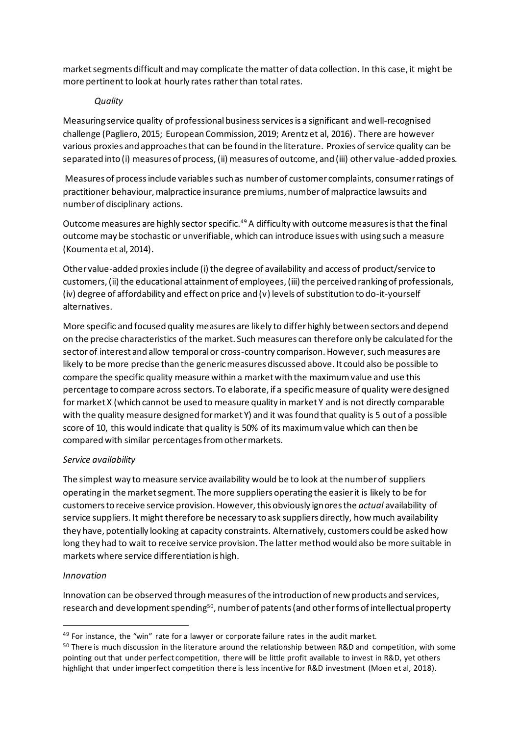market segments difficult and may complicate the matter of data collection. In this case, it might be more pertinent to look at hourly rates rather than total rates.

*Quality*

Measuring service quality of professional business services is a significant and well-recognised challenge (Pagliero, 2015; European Commission, 2019; Arentz et al, 2016). There are however various proxies and approaches that can be found in the literature. Proxies of service quality can be separated into (i) measures of process, (ii) measures of outcome, and (iii) other value-added proxies.

Measures of process include variables such as number of customer complaints, consumer ratings of practitioner behaviour, malpractice insurance premiums, number of malpractice lawsuits and number of disciplinary actions.

Outcome measures are highly sector specific.[49] A difficulty with outcome measures is that the final outcome may be stochastic or unverifiable, which can introduce issues with using such a measure (Koumenta et al, 2014).

Other value-added proxies include (i) the degree of availability and access of product/service to customers, (ii) the educational attainment of employees, (iii) the perceived ranking of professionals, (iv) degree of affordability and effect on price and (v) levels of substitution to do-it-yourself alternatives.

More specific and focused quality measures are likely to differ highly between sectors and depend on the precise characteristics of the market. Such measures can therefore only be calculated for the sector of interest and allow temporal or cross-country comparison. However, such measures are likely to be more precise than the generic measures discussed above. It could also be possible to compare the specific quality measure within a market with the maximum value and use this percentage to compare across sectors. To elaborate, if a specific measure of quality were designed for market X (which cannot be used to measure quality in market Y and is not directly comparable with the quality measure designed for market Y) and it was found that quality is 5 out of a possible score of 10, this would indicate that quality is 50% of its maximum value which can then be compared with similar percentages from other markets.

*Service availability*

The simplest way to measure service availability would be to look at the number of suppliers operating in the market segment. The more suppliers operating the easier it is likely to be for customers to receive service provision. However, this obviously ignores the *actual* availability of service suppliers. It might therefore be necessary to ask suppliers directly, how much availability they have, potentially looking at capacity constraints. Alternatively, customers could be asked how long they had to wait to receive service provision. The latter method would also be more suitable in markets where service differentiation is high.

*Innovation*

Innovation can be observed through measures of the introduction of new products and services, research and development spending[50], number of patents (and other forms of intellectual property

---

[49] For instance, the "win" rate for a lawyer or corporate failure rates in the audit market.

[50] There is much discussion in the literature around the relationship between R&D and competition, with some pointing out that under perfect competition, there will be little profit available to invest in R&D, yet others highlight that under imperfect competition there is less incentive for R&D investment (Moen et al, 2018).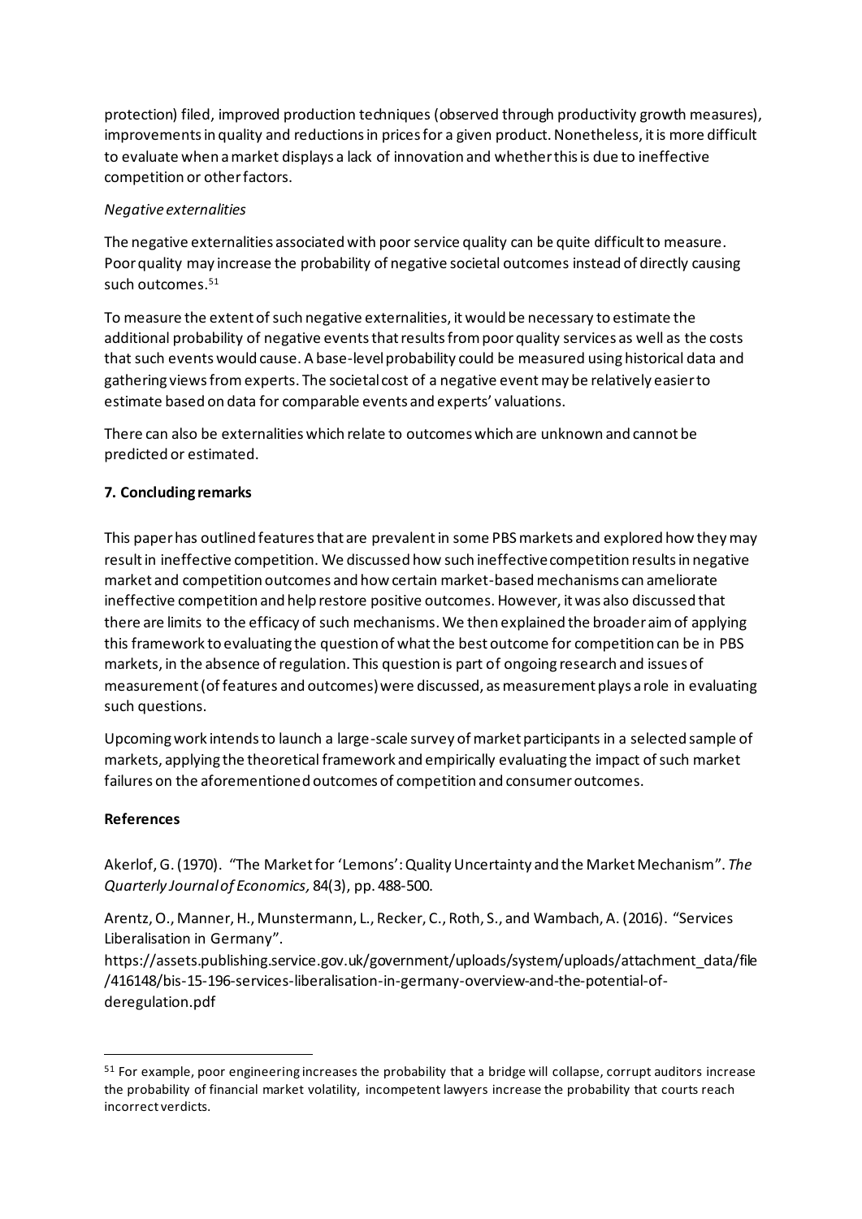protection) filed, improved production techniques (observed through productivity growth measures), improvements in quality and reductions in prices for a given product. Nonetheless, it is more difficult to evaluate when a market displays a lack of innovation and whether this is due to ineffective competition or other factors.

*Negative externalities*

The negative externalities associated with poor service quality can be quite difficult to measure. Poor quality may increase the probability of negative societal outcomes instead of directly causing such outcomes.[51]

To measure the extent of such negative externalities, it would be necessary to estimate the additional probability of negative events that results from poor quality services as well as the costs that such events would cause. A base-level probability could be measured using historical data and gathering views from experts. The societal cost of a negative event may be relatively easier to estimate based on data for comparable events and experts' valuations.

There can also be externalities which relate to outcomes which are unknown and cannot be predicted or estimated.

## 7. Concluding remarks

This paper has outlined features that are prevalent in some PBS markets and explored how they may result in ineffective competition. We discussed how such ineffective competition results in negative market and competition outcomes and how certain market-based mechanisms can ameliorate ineffective competition and help restore positive outcomes. However, it was also discussed that there are limits to the efficacy of such mechanisms. We then explained the broader aim of applying this framework to evaluating the question of what the best outcome for competition can be in PBS markets, in the absence of regulation. This question is part of ongoing research and issues of measurement (of features and outcomes) were discussed, as measurement plays a role in evaluating such questions.

Upcoming work intends to launch a large-scale survey of market participants in a selected sample of markets, applying the theoretical framework and empirically evaluating the impact of such market failures on the aforementioned outcomes of competition and consumer outcomes.

## References

Akerlof, G. (1970). "The Market for 'Lemons': Quality Uncertainty and the Market Mechanism". *The Quarterly Journal of Economics,* 84(3), pp. 488-500.

Arentz, O., Manner, H., Munstermann, L., Recker, C., Roth, S., and Wambach, A. (2016). "Services Liberalisation in Germany".
https://assets.publishing.service.gov.uk/government/uploads/system/uploads/attachment_data/file/416148/bis-15-196-services-liberalisation-in-germany-overview-and-the-potential-of-deregulation.pdf

---

[51] For example, poor engineering increases the probability that a bridge will collapse, corrupt auditors increase the probability of financial market volatility, incompetent lawyers increase the probability that courts reach incorrect verdicts.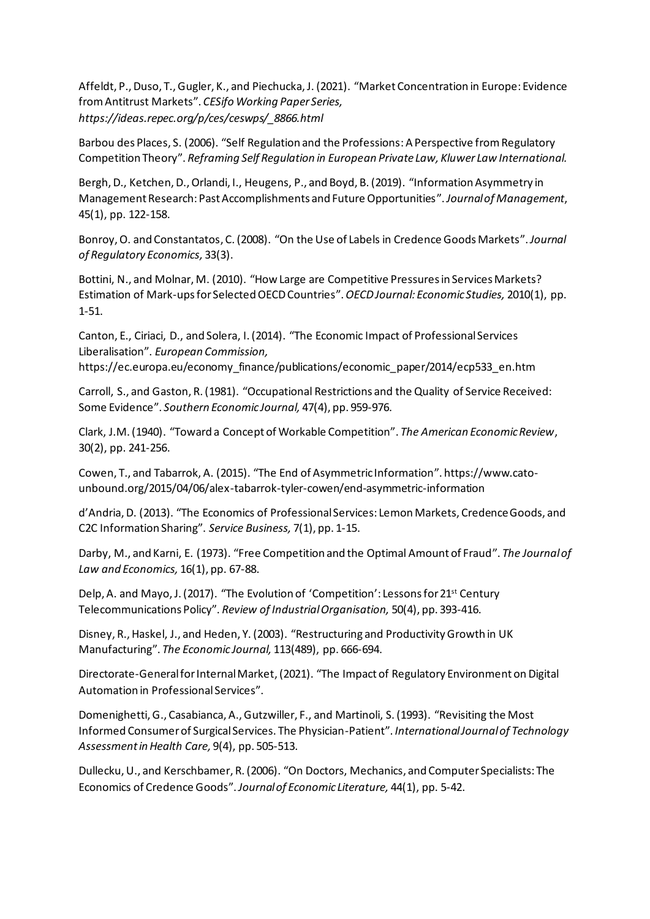Affeldt, P., Duso, T., Gugler, K., and Piechucka, J. (2021). “Market Concentration in Europe: Evidence from Antitrust Markets”. *CESifo Working Paper Series, https://ideas.repec.org/p/ces/ceswps/_8866.html*

Barbou des Places, S. (2006). “Self Regulation and the Professions: A Perspective from Regulatory Competition Theory”. *Reframing Self Regulation in European Private Law, Kluwer Law International.*

Bergh, D., Ketchen, D., Orlandi, I., Heugens, P., and Boyd, B. (2019). “Information Asymmetry in Management Research: Past Accomplishments and Future Opportunities”. *Journal of Management*, 45(1), pp. 122-158.

Bonroy, O. and Constantatos, C. (2008). “On the Use of Labels in Credence Goods Markets”. *Journal of Regulatory Economics,* 33(3).

Bottini, N., and Molnar, M. (2010). “How Large are Competitive Pressures in Services Markets? Estimation of Mark-ups for Selected OECD Countries”. *OECD Journal: Economic Studies,* 2010(1), pp. 1-51.

Canton, E., Ciriaci, D., and Solera, I. (2014). “The Economic Impact of Professional Services Liberalisation”. *European Commission,* https://ec.europa.eu/economy_finance/publications/economic_paper/2014/ecp533_en.htm

Carroll, S., and Gaston, R. (1981). “Occupational Restrictions and the Quality of Service Received: Some Evidence”. *Southern Economic Journal,* 47(4), pp. 959-976.

Clark, J.M. (1940). “Toward a Concept of Workable Competition”. *The American Economic Review*, 30(2), pp. 241-256.

Cowen, T., and Tabarrok, A. (2015). “The End of Asymmetric Information”. https://www.cato-unbound.org/2015/04/06/alex-tabarrok-tyler-cowen/end-asymmetric-information

d’Andria, D. (2013). “The Economics of Professional Services: Lemon Markets, Credence Goods, and C2C Information Sharing”. *Service Business,* 7(1), pp. 1-15.

Darby, M., and Karni, E. (1973). “Free Competition and the Optimal Amount of Fraud”. *The Journal of Law and Economics,* 16(1), pp. 67-88.

Delp, A. and Mayo, J. (2017). “The Evolution of ‘Competition’: Lessons for 21st Century Telecommunications Policy”. *Review of Industrial Organisation,* 50(4), pp. 393-416.

Disney, R., Haskel, J., and Heden, Y. (2003). “Restructuring and Productivity Growth in UK Manufacturing”. *The Economic Journal,* 113(489), pp. 666-694.

Directorate-General for Internal Market, (2021). “The Impact of Regulatory Environment on Digital Automation in Professional Services”.

Domenighetti, G., Casabianca, A., Gutzwiller, F., and Martinoli, S. (1993). “Revisiting the Most Informed Consumer of Surgical Services. The Physician-Patient”. *International Journal of Technology Assessment in Health Care,* 9(4), pp. 505-513.

Dullecku, U., and Kerschbamer, R. (2006). “On Doctors, Mechanics, and Computer Specialists: The Economics of Credence Goods”. *Journal of Economic Literature,* 44(1), pp. 5-42.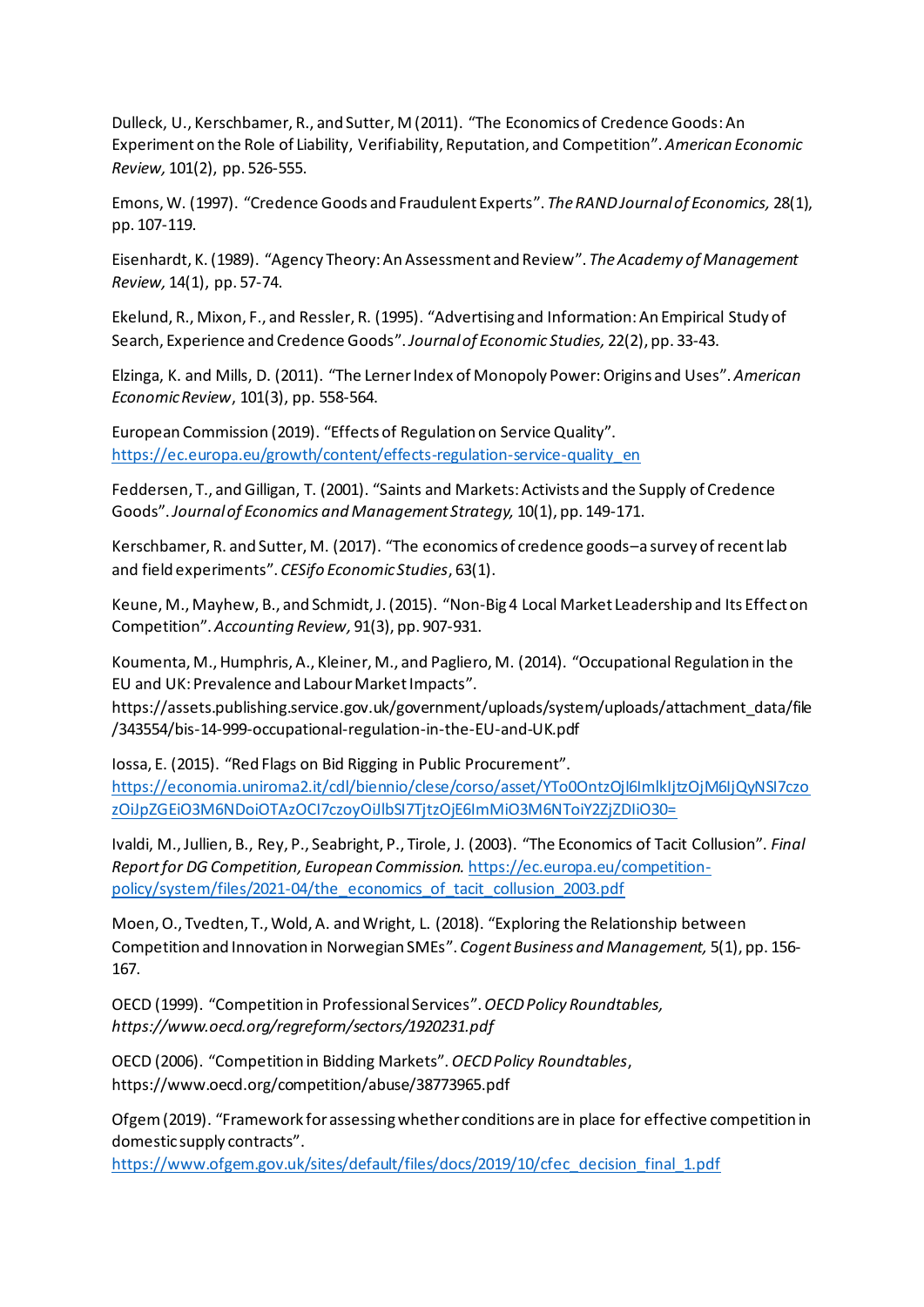Dulleck, U., Kerschbamer, R., and Sutter, M (2011). “The Economics of Credence Goods: An Experiment on the Role of Liability, Verifiability, Reputation, and Competition”. *American Economic Review,* 101(2), pp. 526-555.

Emons, W. (1997). “Credence Goods and Fraudulent Experts”. *The RAND Journal of Economics,* 28(1), pp. 107-119.

Eisenhardt, K. (1989). “Agency Theory: An Assessment and Review”. *The Academy of Management Review,* 14(1), pp. 57-74.

Ekelund, R., Mixon, F., and Ressler, R. (1995). “Advertising and Information: An Empirical Study of Search, Experience and Credence Goods”. *Journal of Economic Studies,* 22(2), pp. 33-43.

Elzinga, K. and Mills, D. (2011). “The Lerner Index of Monopoly Power: Origins and Uses”. *American Economic Review*, 101(3), pp. 558-564.

European Commission (2019). “Effects of Regulation on Service Quality”. https://ec.europa.eu/growth/content/effects-regulation-service-quality_en

Feddersen, T., and Gilligan, T. (2001). “Saints and Markets: Activists and the Supply of Credence Goods”. *Journal of Economics and Management Strategy,* 10(1), pp. 149-171.

Kerschbamer, R. and Sutter, M. (2017). “The economics of credence goods–a survey of recent lab and field experiments”. *CESifo Economic Studies*, 63(1).

Keune, M., Mayhew, B., and Schmidt, J. (2015). “Non-Big 4 Local Market Leadership and Its Effect on Competition”. *Accounting Review,* 91(3), pp. 907-931.

Koumenta, M., Humphris, A., Kleiner, M., and Pagliero, M. (2014). “Occupational Regulation in the EU and UK: Prevalence and Labour Market Impacts”. https://assets.publishing.service.gov.uk/government/uploads/system/uploads/attachment_data/file/343554/bis-14-999-occupational-regulation-in-the-EU-and-UK.pdf

Iossa, E. (2015). “Red Flags on Bid Rigging in Public Procurement”. https://economia.uniroma2.it/cdl/biennio/clese/corso/asset/YTo0OntzOjI6ImlkIjtzOjM6IjQyNSI7czozOiJpZGEiO3M6NDoiOTAzOCI7czoyOiJlbSI7TjtzOjE6ImMiO3M6NToiY2ZjZDIiO30=

Ivaldi, M., Jullien, B., Rey, P., Seabright, P., Tirole, J. (2003). “The Economics of Tacit Collusion”. *Final Report for DG Competition, European Commission.* https://ec.europa.eu/competition-policy/system/files/2021-04/the_economics_of_tacit_collusion_2003.pdf

Moen, O., Tvedten, T., Wold, A. and Wright, L. (2018). “Exploring the Relationship between Competition and Innovation in Norwegian SMEs”. *Cogent Business and Management,* 5(1), pp. 156-167.

OECD (1999). “Competition in Professional Services”. *OECD Policy Roundtables, https://www.oecd.org/regreform/sectors/1920231.pdf*

OECD (2006). “Competition in Bidding Markets”. *OECD Policy Roundtables*, https://www.oecd.org/competition/abuse/38773965.pdf

Ofgem (2019). “Framework for assessing whether conditions are in place for effective competition in domestic supply contracts”. https://www.ofgem.gov.uk/sites/default/files/docs/2019/10/cfec_decision_final_1.pdf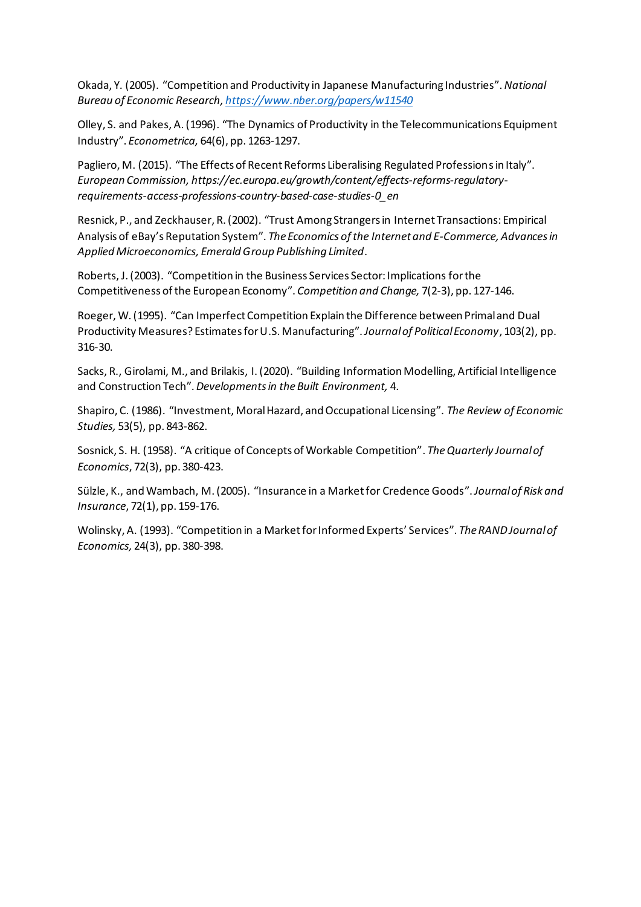Okada, Y. (2005). "Competition and Productivity in Japanese Manufacturing Industries". *National Bureau of Economic Research, https://www.nber.org/papers/w11540*

Olley, S. and Pakes, A. (1996). "The Dynamics of Productivity in the Telecommunications Equipment Industry". *Econometrica,* 64(6), pp. 1263-1297.

Pagliero, M. (2015). "The Effects of Recent Reforms Liberalising Regulated Professions in Italy". *European Commission, https://ec.europa.eu/growth/content/effects-reforms-regulatory-requirements-access-professions-country-based-case-studies-0_en*

Resnick, P., and Zeckhauser, R. (2002). "Trust Among Strangers in Internet Transactions: Empirical Analysis of eBay's Reputation System". *The Economics of the Internet and E-Commerce, Advances in Applied Microeconomics, Emerald Group Publishing Limited*.

Roberts, J. (2003). "Competition in the Business Services Sector: Implications for the Competitiveness of the European Economy". *Competition and Change,* 7(2-3), pp. 127-146.

Roeger, W. (1995). "Can Imperfect Competition Explain the Difference between Primal and Dual Productivity Measures? Estimates for U.S. Manufacturing". *Journal of Political Economy*, 103(2), pp. 316-30.

Sacks, R., Girolami, M., and Brilakis, I. (2020). "Building Information Modelling, Artificial Intelligence and Construction Tech". *Developments in the Built Environment,* 4.

Shapiro, C. (1986). "Investment, Moral Hazard, and Occupational Licensing". *The Review of Economic Studies,* 53(5), pp. 843-862.

Sosnick, S. H. (1958). "A critique of Concepts of Workable Competition". *The Quarterly Journal of Economics*, 72(3), pp. 380-423.

Sülzle, K., and Wambach, M. (2005). "Insurance in a Market for Credence Goods". *Journal of Risk and Insurance*, 72(1), pp. 159-176.

Wolinsky, A. (1993). "Competition in a Market for Informed Experts' Services". *The RAND Journal of Economics,* 24(3), pp. 380-398.